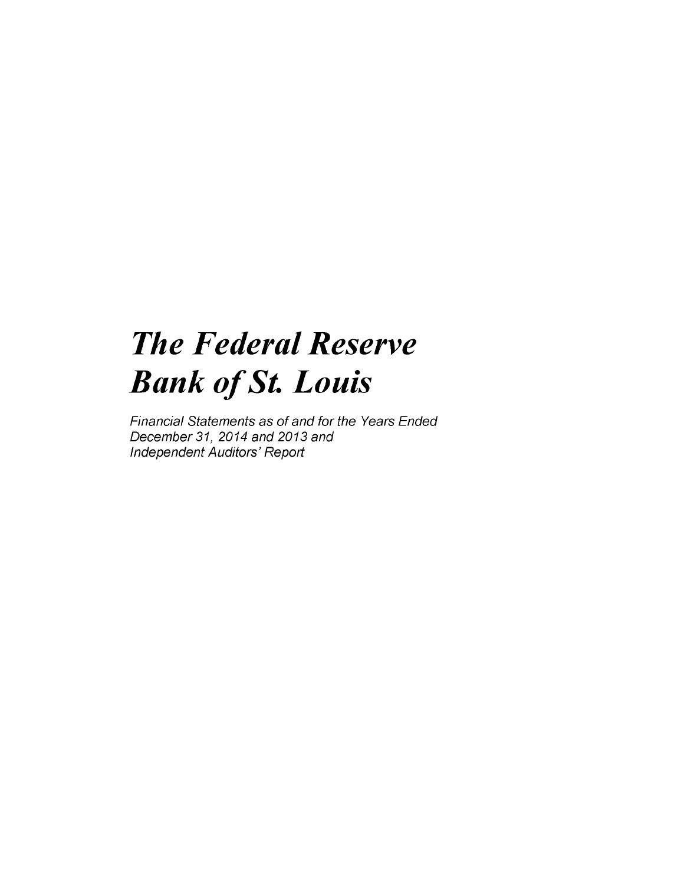# *The Federal Reserve Bank of St. Louis*

*Financial Statements as of and for the Years Ended December 31, 2014 and 2013 and Independent Auditors' Report*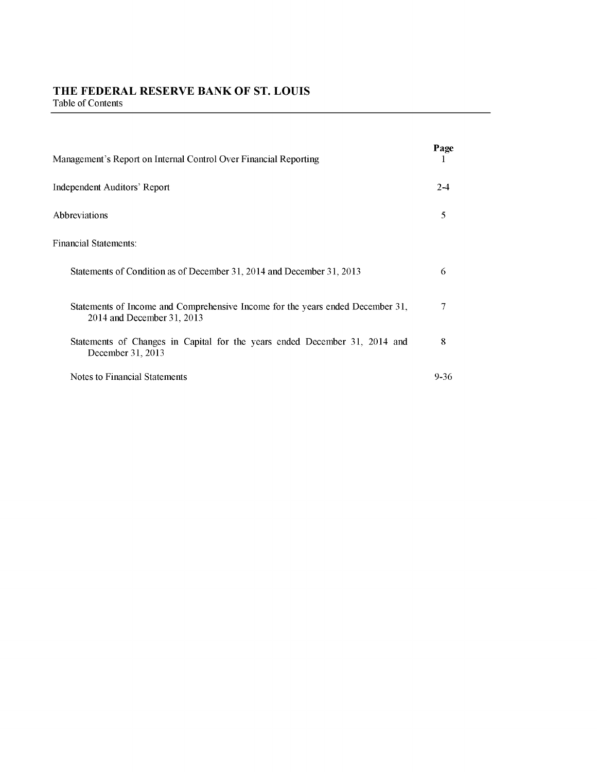# THE FEDERAL RESERVE BANK OF ST. LOUIS

Table of Contents

| | Page |
|---|---|
| Management's Report on Internal Control Over Financial Reporting | 1 |
| Independent Auditors' Report | 2-4 |
| Abbreviations | 5 |
| Financial Statements: | |
| Statements of Condition as of December 31, 2014 and December 31, 2013 | 6 |
| Statements of Income and Comprehensive Income for the years ended December 31, 2014 and December 31, 2013 | 7 |
| Statements of Changes in Capital for the years ended December 31, 2014 and December 31, 2013 | 8 |
| Notes to Financial Statements | 9-36 |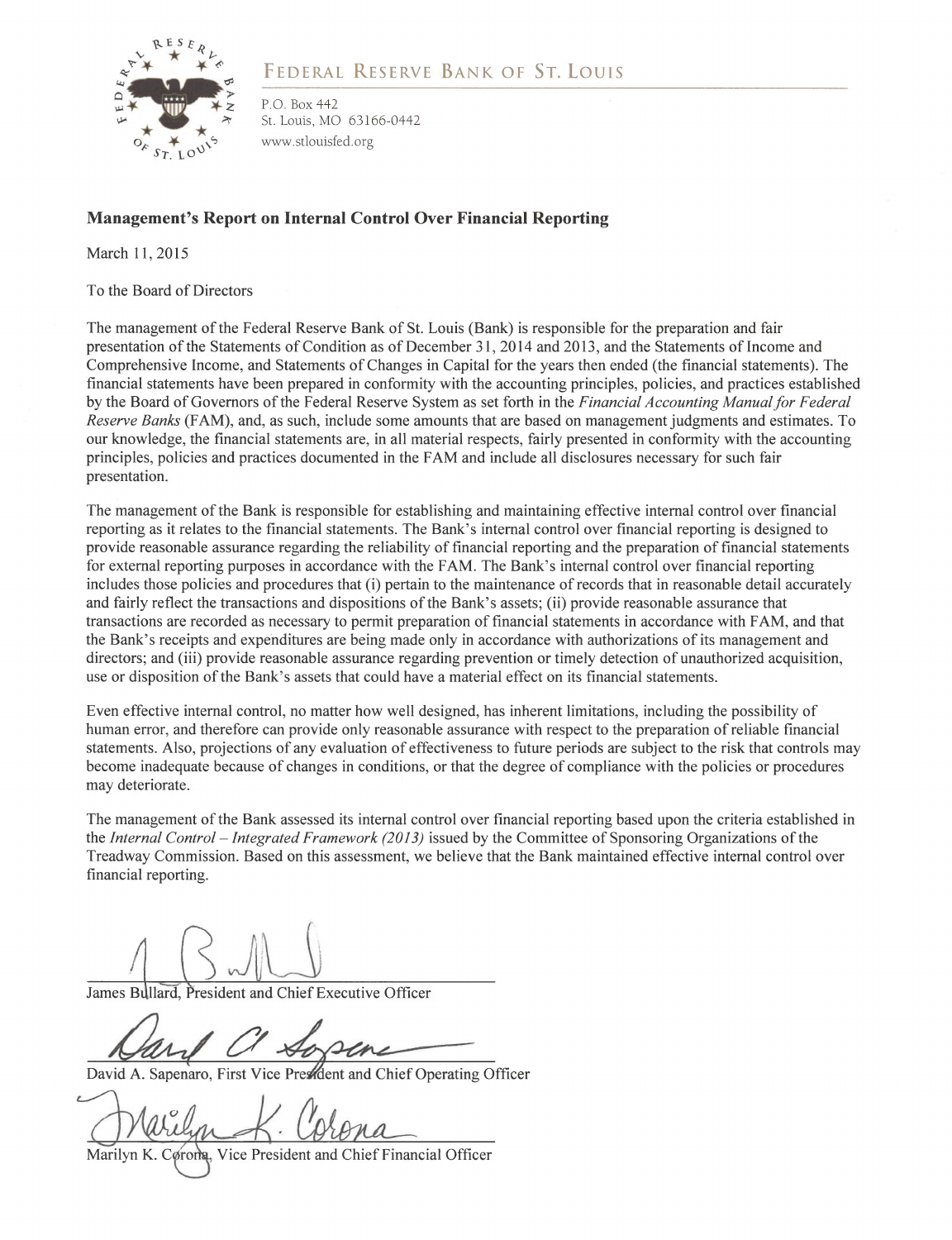FEDERAL RESERVE BANK OF ST. LOUIS

P.O. Box 442
St. Louis, MO 63166-0442
www.stlouisfed.org

## Management's Report on Internal Control Over Financial Reporting

March 11, 2015

To the Board of Directors

The management of the Federal Reserve Bank of St. Louis (Bank) is responsible for the preparation and fair presentation of the Statements of Condition as of December 31, 2014 and 2013, and the Statements of Income and Comprehensive Income, and Statements of Changes in Capital for the years then ended (the financial statements). The financial statements have been prepared in conformity with the accounting principles, policies, and practices established by the Board of Governors of the Federal Reserve System as set forth in the *Financial Accounting Manual for Federal Reserve Banks* (FAM), and, as such, include some amounts that are based on management judgments and estimates. To our knowledge, the financial statements are, in all material respects, fairly presented in conformity with the accounting principles, policies and practices documented in the FAM and include all disclosures necessary for such fair presentation.

The management of the Bank is responsible for establishing and maintaining effective internal control over financial reporting as it relates to the financial statements. The Bank's internal control over financial reporting is designed to provide reasonable assurance regarding the reliability of financial reporting and the preparation of financial statements for external reporting purposes in accordance with the FAM. The Bank's internal control over financial reporting includes those policies and procedures that (i) pertain to the maintenance of records that in reasonable detail accurately and fairly reflect the transactions and dispositions of the Bank's assets; (ii) provide reasonable assurance that transactions are recorded as necessary to permit preparation of financial statements in accordance with FAM, and that the Bank's receipts and expenditures are being made only in accordance with authorizations of its management and directors; and (iii) provide reasonable assurance regarding prevention or timely detection of unauthorized acquisition, use or disposition of the Bank's assets that could have a material effect on its financial statements.

Even effective internal control, no matter how well designed, has inherent limitations, including the possibility of human error, and therefore can provide only reasonable assurance with respect to the preparation of reliable financial statements. Also, projections of any evaluation of effectiveness to future periods are subject to the risk that controls may become inadequate because of changes in conditions, or that the degree of compliance with the policies or procedures may deteriorate.

The management of the Bank assessed its internal control over financial reporting based upon the criteria established in the *Internal Control – Integrated Framework (2013)* issued by the Committee of Sponsoring Organizations of the Treadway Commission. Based on this assessment, we believe that the Bank maintained effective internal control over financial reporting.

James Bullard, President and Chief Executive Officer

David A. Sapenaro, First Vice President and Chief Operating Officer

Marilyn K. Corona, Vice President and Chief Financial Officer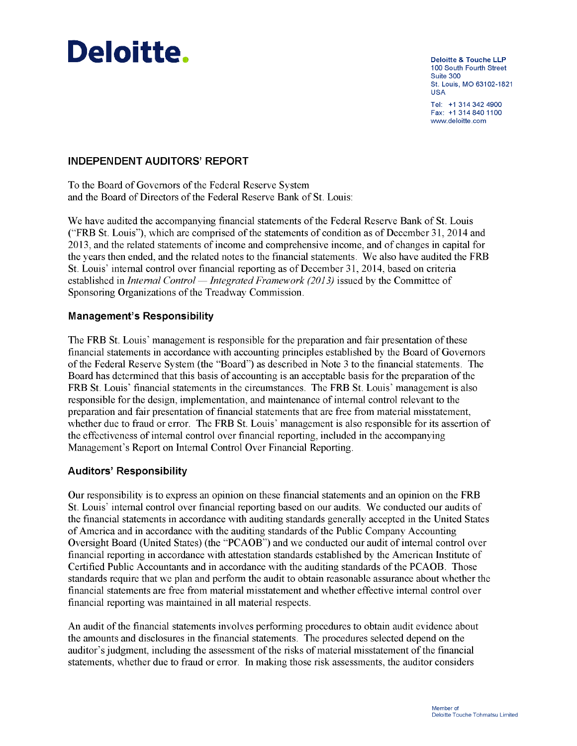**Deloitte.**

Deloitte & Touche LLP
100 South Fourth Street
Suite 300
St. Louis, MO 63102-1821
USA

Tel: +1 314 342 4900
Fax: +1 314 840 1100
www.deloitte.com

## INDEPENDENT AUDITORS' REPORT

To the Board of Governors of the Federal Reserve System
and the Board of Directors of the Federal Reserve Bank of St. Louis:

We have audited the accompanying financial statements of the Federal Reserve Bank of St. Louis ("FRB St. Louis"), which are comprised of the statements of condition as of December 31, 2014 and 2013, and the related statements of income and comprehensive income, and of changes in capital for the years then ended, and the related notes to the financial statements. We also have audited the FRB St. Louis' internal control over financial reporting as of December 31, 2014, based on criteria established in *Internal Control — Integrated Framework (2013)* issued by the Committee of Sponsoring Organizations of the Treadway Commission.

### Management's Responsibility

The FRB St. Louis' management is responsible for the preparation and fair presentation of these financial statements in accordance with accounting principles established by the Board of Governors of the Federal Reserve System (the "Board") as described in Note 3 to the financial statements. The Board has determined that this basis of accounting is an acceptable basis for the preparation of the FRB St. Louis' financial statements in the circumstances. The FRB St. Louis' management is also responsible for the design, implementation, and maintenance of internal control relevant to the preparation and fair presentation of financial statements that are free from material misstatement, whether due to fraud or error. The FRB St. Louis' management is also responsible for its assertion of the effectiveness of internal control over financial reporting, included in the accompanying Management's Report on Internal Control Over Financial Reporting.

### Auditors' Responsibility

Our responsibility is to express an opinion on these financial statements and an opinion on the FRB St. Louis' internal control over financial reporting based on our audits. We conducted our audits of the financial statements in accordance with auditing standards generally accepted in the United States of America and in accordance with the auditing standards of the Public Company Accounting Oversight Board (United States) (the "PCAOB") and we conducted our audit of internal control over financial reporting in accordance with attestation standards established by the American Institute of Certified Public Accountants and in accordance with the auditing standards of the PCAOB. Those standards require that we plan and perform the audit to obtain reasonable assurance about whether the financial statements are free from material misstatement and whether effective internal control over financial reporting was maintained in all material respects.

An audit of the financial statements involves performing procedures to obtain audit evidence about the amounts and disclosures in the financial statements. The procedures selected depend on the auditor's judgment, including the assessment of the risks of material misstatement of the financial statements, whether due to fraud or error. In making those risk assessments, the auditor considers

Member of
Deloitte Touche Tohmatsu Limited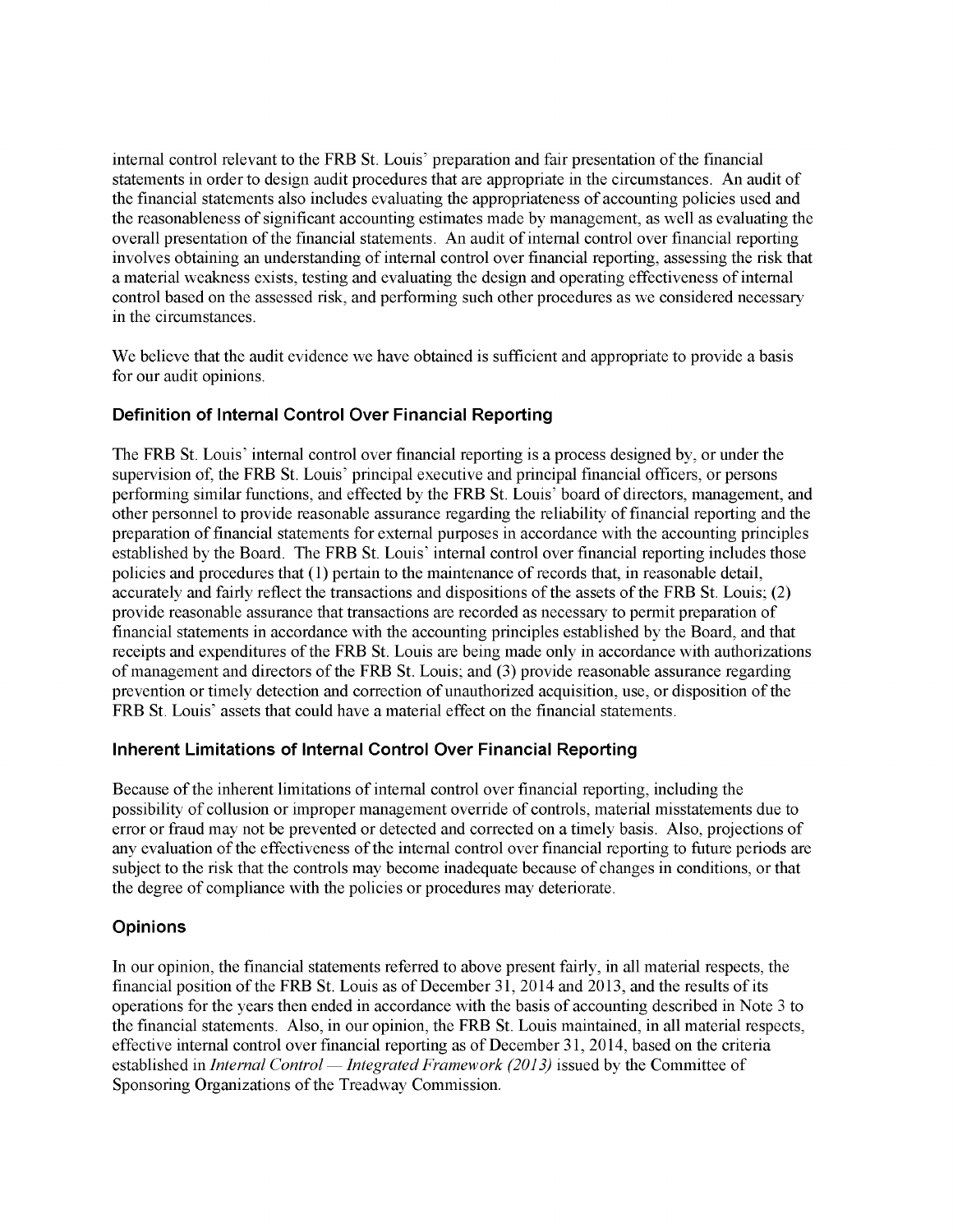internal control relevant to the FRB St. Louis' preparation and fair presentation of the financial statements in order to design audit procedures that are appropriate in the circumstances. An audit of the financial statements also includes evaluating the appropriateness of accounting policies used and the reasonableness of significant accounting estimates made by management, as well as evaluating the overall presentation of the financial statements. An audit of internal control over financial reporting involves obtaining an understanding of internal control over financial reporting, assessing the risk that a material weakness exists, testing and evaluating the design and operating effectiveness of internal control based on the assessed risk, and performing such other procedures as we considered necessary in the circumstances.

We believe that the audit evidence we have obtained is sufficient and appropriate to provide a basis for our audit opinions.

### Definition of Internal Control Over Financial Reporting

The FRB St. Louis' internal control over financial reporting is a process designed by, or under the supervision of, the FRB St. Louis' principal executive and principal financial officers, or persons performing similar functions, and effected by the FRB St. Louis' board of directors, management, and other personnel to provide reasonable assurance regarding the reliability of financial reporting and the preparation of financial statements for external purposes in accordance with the accounting principles established by the Board. The FRB St. Louis' internal control over financial reporting includes those policies and procedures that (1) pertain to the maintenance of records that, in reasonable detail, accurately and fairly reflect the transactions and dispositions of the assets of the FRB St. Louis; (2) provide reasonable assurance that transactions are recorded as necessary to permit preparation of financial statements in accordance with the accounting principles established by the Board, and that receipts and expenditures of the FRB St. Louis are being made only in accordance with authorizations of management and directors of the FRB St. Louis; and (3) provide reasonable assurance regarding prevention or timely detection and correction of unauthorized acquisition, use, or disposition of the FRB St. Louis' assets that could have a material effect on the financial statements.

### Inherent Limitations of Internal Control Over Financial Reporting

Because of the inherent limitations of internal control over financial reporting, including the possibility of collusion or improper management override of controls, material misstatements due to error or fraud may not be prevented or detected and corrected on a timely basis. Also, projections of any evaluation of the effectiveness of the internal control over financial reporting to future periods are subject to the risk that the controls may become inadequate because of changes in conditions, or that the degree of compliance with the policies or procedures may deteriorate.

### Opinions

In our opinion, the financial statements referred to above present fairly, in all material respects, the financial position of the FRB St. Louis as of December 31, 2014 and 2013, and the results of its operations for the years then ended in accordance with the basis of accounting described in Note 3 to the financial statements. Also, in our opinion, the FRB St. Louis maintained, in all material respects, effective internal control over financial reporting as of December 31, 2014, based on the criteria established in *Internal Control — Integrated Framework (2013)* issued by the Committee of Sponsoring Organizations of the Treadway Commission.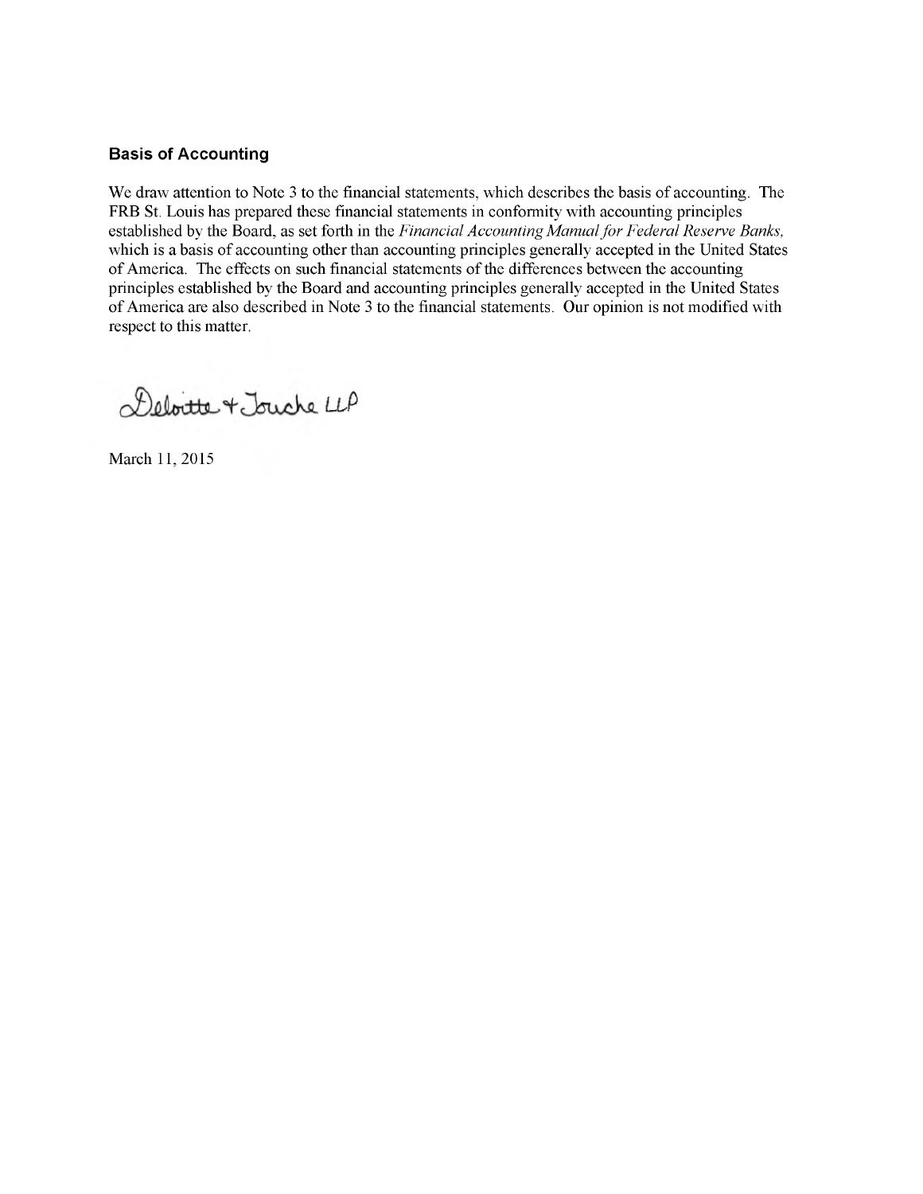### Basis of Accounting

We draw attention to Note 3 to the financial statements, which describes the basis of accounting. The FRB St. Louis has prepared these financial statements in conformity with accounting principles established by the Board, as set forth in the *Financial Accounting Manual for Federal Reserve Banks,* which is a basis of accounting other than accounting principles generally accepted in the United States of America. The effects on such financial statements of the differences between the accounting principles established by the Board and accounting principles generally accepted in the United States of America are also described in Note 3 to the financial statements. Our opinion is not modified with respect to this matter.

Deloitte & Touche LLP

March 11, 2015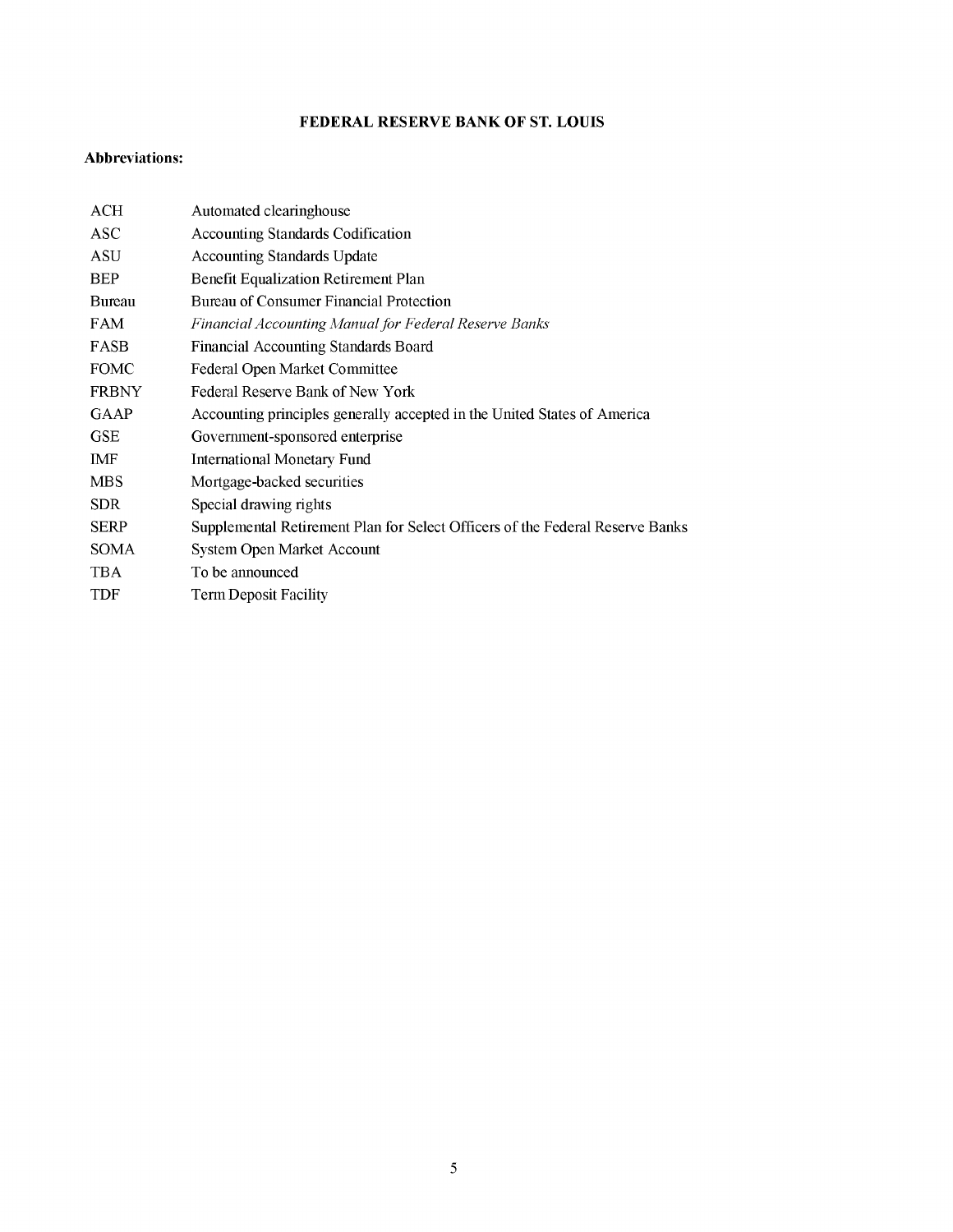# FEDERAL RESERVE BANK OF ST. LOUIS

**Abbreviations:**

| | |
|---|---|
| ACH | Automated clearinghouse |
| ASC | Accounting Standards Codification |
| ASU | Accounting Standards Update |
| BEP | Benefit Equalization Retirement Plan |
| Bureau | Bureau of Consumer Financial Protection |
| FAM | *Financial Accounting Manual for Federal Reserve Banks* |
| FASB | Financial Accounting Standards Board |
| FOMC | Federal Open Market Committee |
| FRBNY | Federal Reserve Bank of New York |
| GAAP | Accounting principles generally accepted in the United States of America |
| GSE | Government-sponsored enterprise |
| IMF | International Monetary Fund |
| MBS | Mortgage-backed securities |
| SDR | Special drawing rights |
| SERP | Supplemental Retirement Plan for Select Officers of the Federal Reserve Banks |
| SOMA | System Open Market Account |
| TBA | To be announced |
| TDF | Term Deposit Facility |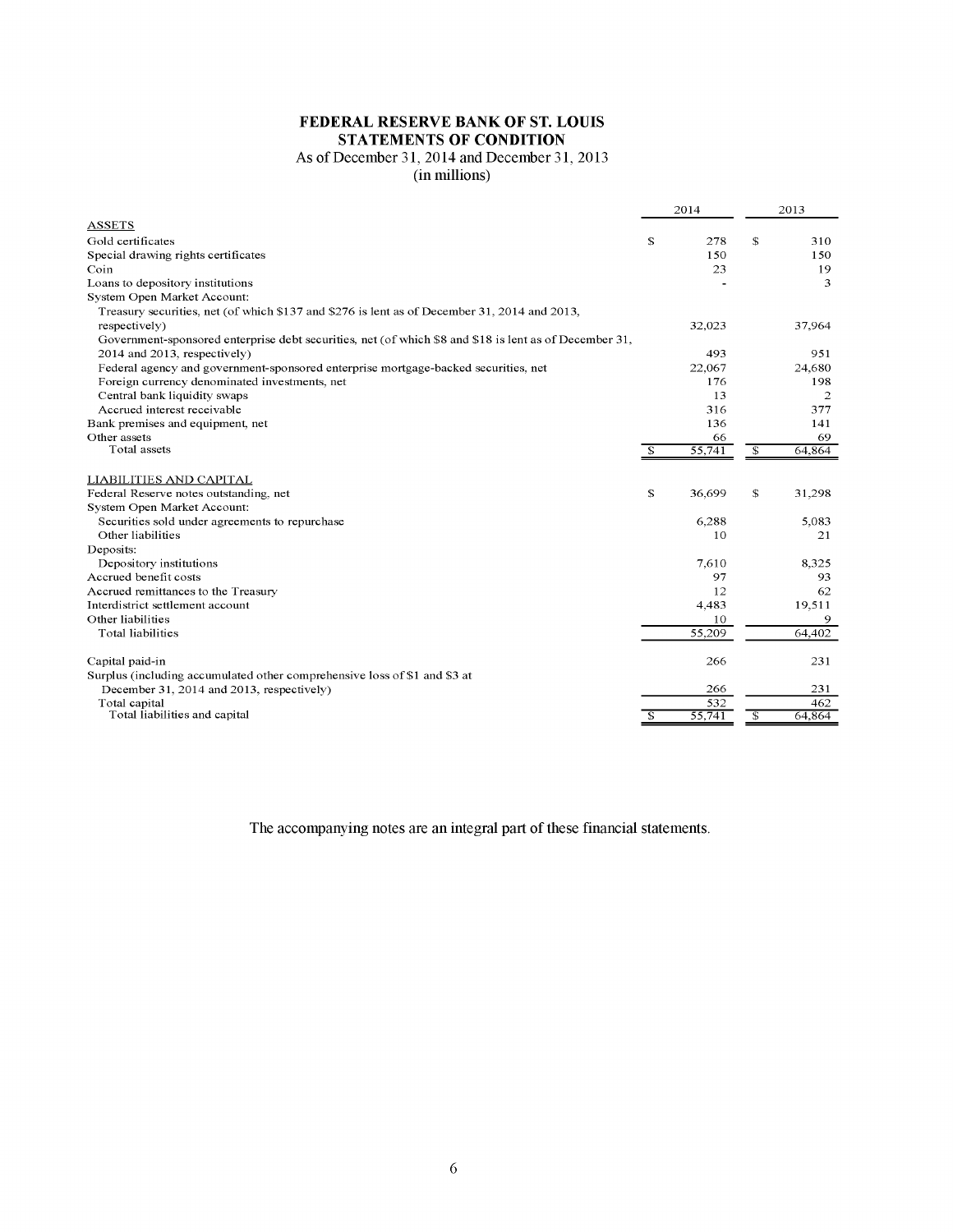# FEDERAL RESERVE BANK OF ST. LOUIS
## STATEMENTS OF CONDITION
As of December 31, 2014 and December 31, 2013
(in millions)

| | 2014 | 2013 |
|---|---|---|
| ASSETS | | |
| Gold certificates | $ 278 | $ 310 |
| Special drawing rights certificates | 150 | 150 |
| Coin | 23 | 19 |
| Loans to depository institutions | - | 3 |
| System Open Market Account: | | |
| Treasury securities, net (of which $137 and $276 is lent as of December 31, 2014 and 2013, respectively) | 32,023 | 37,964 |
| Government-sponsored enterprise debt securities, net (of which $8 and $18 is lent as of December 31, 2014 and 2013, respectively) | 493 | 951 |
| Federal agency and government-sponsored enterprise mortgage-backed securities, net | 22,067 | 24,680 |
| Foreign currency denominated investments, net | 176 | 198 |
| Central bank liquidity swaps | 13 | 2 |
| Accrued interest receivable | 316 | 377 |
| Bank premises and equipment, net | 136 | 141 |
| Other assets | 66 | 69 |
| Total assets | $ 55,741 | $ 64,864 |
| | | |
| LIABILITIES AND CAPITAL | | |
| Federal Reserve notes outstanding, net | $ 36,699 | $ 31,298 |
| System Open Market Account: | | |
| Securities sold under agreements to repurchase | 6,288 | 5,083 |
| Other liabilities | 10 | 21 |
| Deposits: | | |
| Depository institutions | 7,610 | 8,325 |
| Accrued benefit costs | 97 | 93 |
| Accrued remittances to the Treasury | 12 | 62 |
| Interdistrict settlement account | 4,483 | 19,511 |
| Other liabilities | 10 | 9 |
| Total liabilities | 55,209 | 64,402 |
| | | |
| Capital paid-in | 266 | 231 |
| Surplus (including accumulated other comprehensive loss of $1 and $3 at December 31, 2014 and 2013, respectively) | 266 | 231 |
| Total capital | 532 | 462 |
| Total liabilities and capital | $ 55,741 | $ 64,864 |

The accompanying notes are an integral part of these financial statements.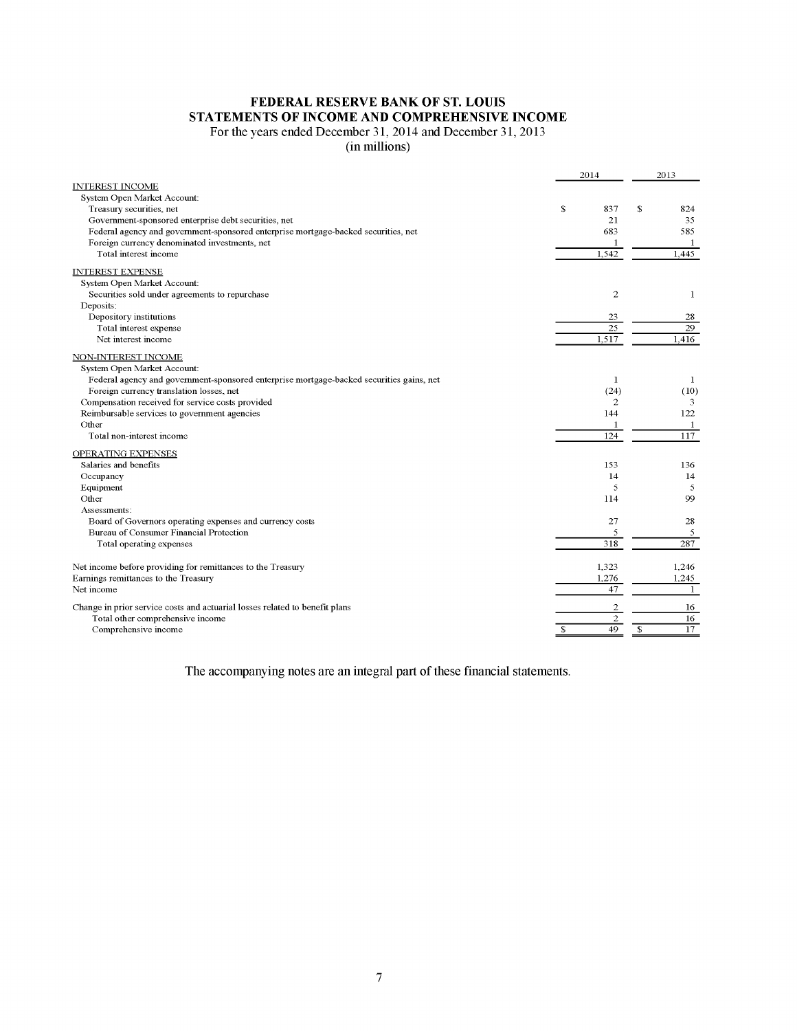# FEDERAL RESERVE BANK OF ST. LOUIS
## STATEMENTS OF INCOME AND COMPREHENSIVE INCOME

For the years ended December 31, 2014 and December 31, 2013

(in millions)

| | 2014 | 2013 |
|---|---|---|
| INTEREST INCOME | | |
| System Open Market Account: | | |
| Treasury securities, net | $ 837 | $ 824 |
| Government-sponsored enterprise debt securities, net | 21 | 35 |
| Federal agency and government-sponsored enterprise mortgage-backed securities, net | 683 | 585 |
| Foreign currency denominated investments, net | 1 | 1 |
| Total interest income | 1,542 | 1,445 |
| INTEREST EXPENSE | | |
| System Open Market Account: | | |
| Securities sold under agreements to repurchase | 2 | 1 |
| Deposits: | | |
| Depository institutions | 23 | 28 |
| Total interest expense | 25 | 29 |
| Net interest income | 1,517 | 1,416 |
| NON-INTEREST INCOME | | |
| System Open Market Account: | | |
| Federal agency and government-sponsored enterprise mortgage-backed securities gains, net | 1 | 1 |
| Foreign currency translation losses, net | (24) | (10) |
| Compensation received for service costs provided | 2 | 3 |
| Reimbursable services to government agencies | 144 | 122 |
| Other | 1 | 1 |
| Total non-interest income | 124 | 117 |
| OPERATING EXPENSES | | |
| Salaries and benefits | 153 | 136 |
| Occupancy | 14 | 14 |
| Equipment | 5 | 5 |
| Other | 114 | 99 |
| Assessments: | | |
| Board of Governors operating expenses and currency costs | 27 | 28 |
| Bureau of Consumer Financial Protection | 5 | 5 |
| Total operating expenses | 318 | 287 |
| Net income before providing for remittances to the Treasury | 1,323 | 1,246 |
| Earnings remittances to the Treasury | 1,276 | 1,245 |
| Net income | 47 | 1 |
| Change in prior service costs and actuarial losses related to benefit plans | 2 | 16 |
| Total other comprehensive income | 2 | 16 |
| Comprehensive income | $ 49 | $ 17 |

The accompanying notes are an integral part of these financial statements.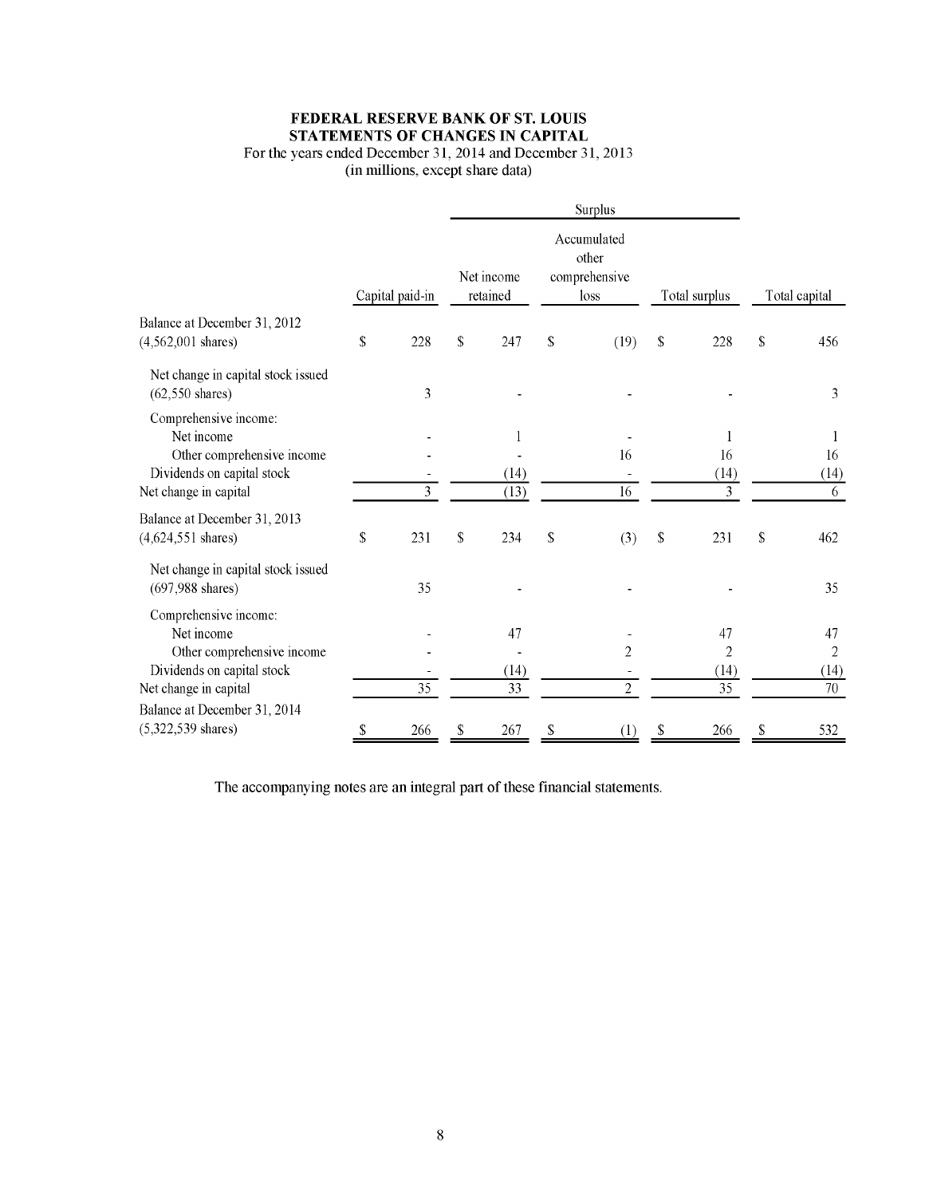# FEDERAL RESERVE BANK OF ST. LOUIS
## STATEMENTS OF CHANGES IN CAPITAL
For the years ended December 31, 2014 and December 31, 2013
(in millions, except share data)

| | | Surplus | | | |
|---|---|---|---|---|---|
| | Capital paid-in | Net income retained | Accumulated other comprehensive loss | Total surplus | Total capital |
| Balance at December 31, 2012 (4,562,001 shares) | $ 228 | $ 247 | $ (19) | $ 228 | $ 456 |
| Net change in capital stock issued (62,550 shares) | 3 | - | - | - | 3 |
| Comprehensive income: | | | | | |
| Net income | - | 1 | - | 1 | 1 |
| Other comprehensive income | - | - | 16 | 16 | 16 |
| Dividends on capital stock | - | (14) | - | (14) | (14) |
| Net change in capital | 3 | (13) | 16 | 3 | 6 |
| Balance at December 31, 2013 (4,624,551 shares) | $ 231 | $ 234 | $ (3) | $ 231 | $ 462 |
| Net change in capital stock issued (697,988 shares) | 35 | - | - | - | 35 |
| Comprehensive income: | | | | | |
| Net income | - | 47 | - | 47 | 47 |
| Other comprehensive income | - | - | 2 | 2 | 2 |
| Dividends on capital stock | - | (14) | - | (14) | (14) |
| Net change in capital | 35 | 33 | 2 | 35 | 70 |
| Balance at December 31, 2014 (5,322,539 shares) | $ 266 | $ 267 | $ (1) | $ 266 | $ 532 |

The accompanying notes are an integral part of these financial statements.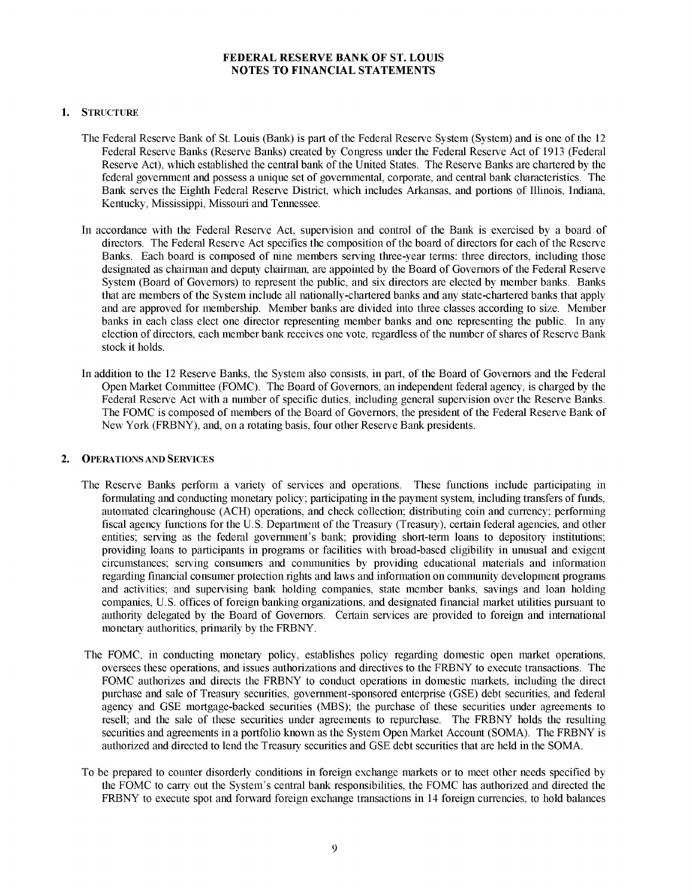# FEDERAL RESERVE BANK OF ST. LOUIS
# NOTES TO FINANCIAL STATEMENTS

## 1. STRUCTURE

The Federal Reserve Bank of St. Louis (Bank) is part of the Federal Reserve System (System) and is one of the 12 Federal Reserve Banks (Reserve Banks) created by Congress under the Federal Reserve Act of 1913 (Federal Reserve Act), which established the central bank of the United States. The Reserve Banks are chartered by the federal government and possess a unique set of governmental, corporate, and central bank characteristics. The Bank serves the Eighth Federal Reserve District, which includes Arkansas, and portions of Illinois, Indiana, Kentucky, Mississippi, Missouri and Tennessee.

In accordance with the Federal Reserve Act, supervision and control of the Bank is exercised by a board of directors. The Federal Reserve Act specifies the composition of the board of directors for each of the Reserve Banks. Each board is composed of nine members serving three-year terms: three directors, including those designated as chairman and deputy chairman, are appointed by the Board of Governors of the Federal Reserve System (Board of Governors) to represent the public, and six directors are elected by member banks. Banks that are members of the System include all nationally-chartered banks and any state-chartered banks that apply and are approved for membership. Member banks are divided into three classes according to size. Member banks in each class elect one director representing member banks and one representing the public. In any election of directors, each member bank receives one vote, regardless of the number of shares of Reserve Bank stock it holds.

In addition to the 12 Reserve Banks, the System also consists, in part, of the Board of Governors and the Federal Open Market Committee (FOMC). The Board of Governors, an independent federal agency, is charged by the Federal Reserve Act with a number of specific duties, including general supervision over the Reserve Banks. The FOMC is composed of members of the Board of Governors, the president of the Federal Reserve Bank of New York (FRBNY), and, on a rotating basis, four other Reserve Bank presidents.

## 2. OPERATIONS AND SERVICES

The Reserve Banks perform a variety of services and operations. These functions include participating in formulating and conducting monetary policy; participating in the payment system, including transfers of funds, automated clearinghouse (ACH) operations, and check collection; distributing coin and currency; performing fiscal agency functions for the U.S. Department of the Treasury (Treasury), certain federal agencies, and other entities; serving as the federal government's bank; providing short-term loans to depository institutions; providing loans to participants in programs or facilities with broad-based eligibility in unusual and exigent circumstances; serving consumers and communities by providing educational materials and information regarding financial consumer protection rights and laws and information on community development programs and activities; and supervising bank holding companies, state member banks, savings and loan holding companies, U.S. offices of foreign banking organizations, and designated financial market utilities pursuant to authority delegated by the Board of Governors. Certain services are provided to foreign and international monetary authorities, primarily by the FRBNY.

The FOMC, in conducting monetary policy, establishes policy regarding domestic open market operations, oversees these operations, and issues authorizations and directives to the FRBNY to execute transactions. The FOMC authorizes and directs the FRBNY to conduct operations in domestic markets, including the direct purchase and sale of Treasury securities, government-sponsored enterprise (GSE) debt securities, and federal agency and GSE mortgage-backed securities (MBS); the purchase of these securities under agreements to resell; and the sale of these securities under agreements to repurchase. The FRBNY holds the resulting securities and agreements in a portfolio known as the System Open Market Account (SOMA). The FRBNY is authorized and directed to lend the Treasury securities and GSE debt securities that are held in the SOMA.

To be prepared to counter disorderly conditions in foreign exchange markets or to meet other needs specified by the FOMC to carry out the System's central bank responsibilities, the FOMC has authorized and directed the FRBNY to execute spot and forward foreign exchange transactions in 14 foreign currencies, to hold balances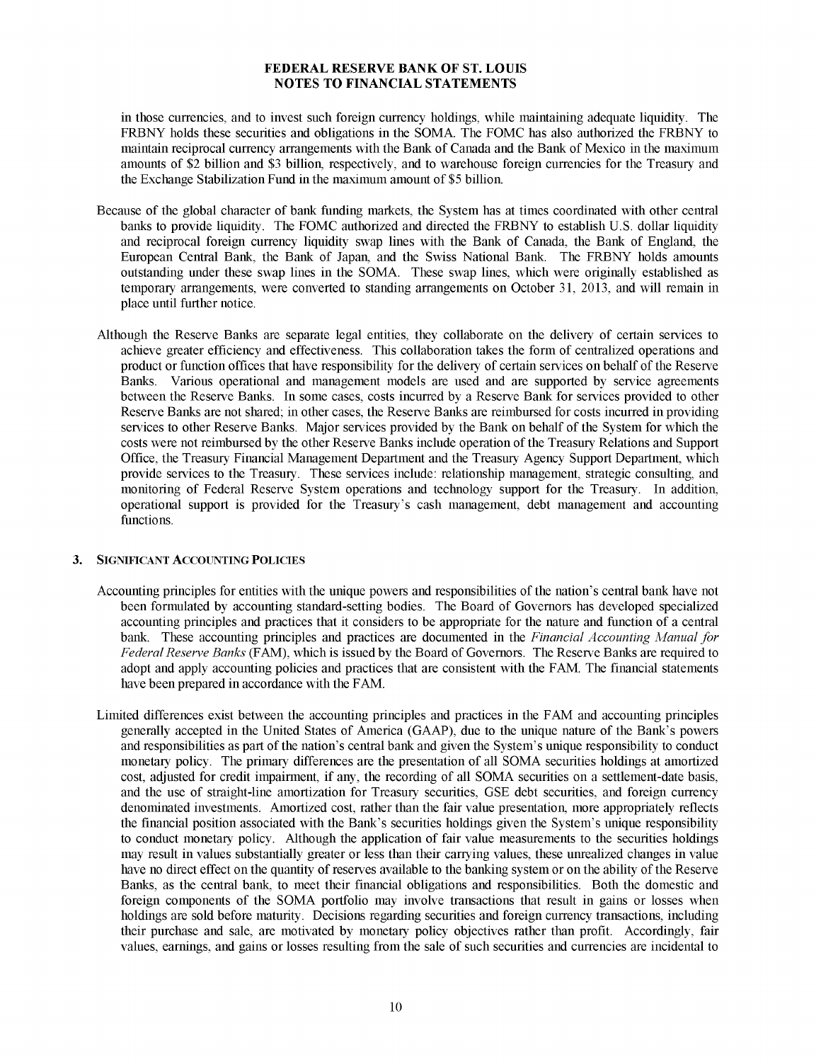in those currencies, and to invest such foreign currency holdings, while maintaining adequate liquidity. The FRBNY holds these securities and obligations in the SOMA. The FOMC has also authorized the FRBNY to maintain reciprocal currency arrangements with the Bank of Canada and the Bank of Mexico in the maximum amounts of $2 billion and $3 billion, respectively, and to warehouse foreign currencies for the Treasury and the Exchange Stabilization Fund in the maximum amount of $5 billion.

Because of the global character of bank funding markets, the System has at times coordinated with other central banks to provide liquidity. The FOMC authorized and directed the FRBNY to establish U.S. dollar liquidity and reciprocal foreign currency liquidity swap lines with the Bank of Canada, the Bank of England, the European Central Bank, the Bank of Japan, and the Swiss National Bank. The FRBNY holds amounts outstanding under these swap lines in the SOMA. These swap lines, which were originally established as temporary arrangements, were converted to standing arrangements on October 31, 2013, and will remain in place until further notice.

Although the Reserve Banks are separate legal entities, they collaborate on the delivery of certain services to achieve greater efficiency and effectiveness. This collaboration takes the form of centralized operations and product or function offices that have responsibility for the delivery of certain services on behalf of the Reserve Banks. Various operational and management models are used and are supported by service agreements between the Reserve Banks. In some cases, costs incurred by a Reserve Bank for services provided to other Reserve Banks are not shared; in other cases, the Reserve Banks are reimbursed for costs incurred in providing services to other Reserve Banks. Major services provided by the Bank on behalf of the System for which the costs were not reimbursed by the other Reserve Banks include operation of the Treasury Relations and Support Office, the Treasury Financial Management Department and the Treasury Agency Support Department, which provide services to the Treasury. These services include: relationship management, strategic consulting, and monitoring of Federal Reserve System operations and technology support for the Treasury. In addition, operational support is provided for the Treasury's cash management, debt management and accounting functions.

## 3. SIGNIFICANT ACCOUNTING POLICIES

Accounting principles for entities with the unique powers and responsibilities of the nation's central bank have not been formulated by accounting standard-setting bodies. The Board of Governors has developed specialized accounting principles and practices that it considers to be appropriate for the nature and function of a central bank. These accounting principles and practices are documented in the *Financial Accounting Manual for Federal Reserve Banks* (FAM), which is issued by the Board of Governors. The Reserve Banks are required to adopt and apply accounting policies and practices that are consistent with the FAM. The financial statements have been prepared in accordance with the FAM.

Limited differences exist between the accounting principles and practices in the FAM and accounting principles generally accepted in the United States of America (GAAP), due to the unique nature of the Bank's powers and responsibilities as part of the nation's central bank and given the System's unique responsibility to conduct monetary policy. The primary differences are the presentation of all SOMA securities holdings at amortized cost, adjusted for credit impairment, if any, the recording of all SOMA securities on a settlement-date basis, and the use of straight-line amortization for Treasury securities, GSE debt securities, and foreign currency denominated investments. Amortized cost, rather than the fair value presentation, more appropriately reflects the financial position associated with the Bank's securities holdings given the System's unique responsibility to conduct monetary policy. Although the application of fair value measurements to the securities holdings may result in values substantially greater or less than their carrying values, these unrealized changes in value have no direct effect on the quantity of reserves available to the banking system or on the ability of the Reserve Banks, as the central bank, to meet their financial obligations and responsibilities. Both the domestic and foreign components of the SOMA portfolio may involve transactions that result in gains or losses when holdings are sold before maturity. Decisions regarding securities and foreign currency transactions, including their purchase and sale, are motivated by monetary policy objectives rather than profit. Accordingly, fair values, earnings, and gains or losses resulting from the sale of such securities and currencies are incidental to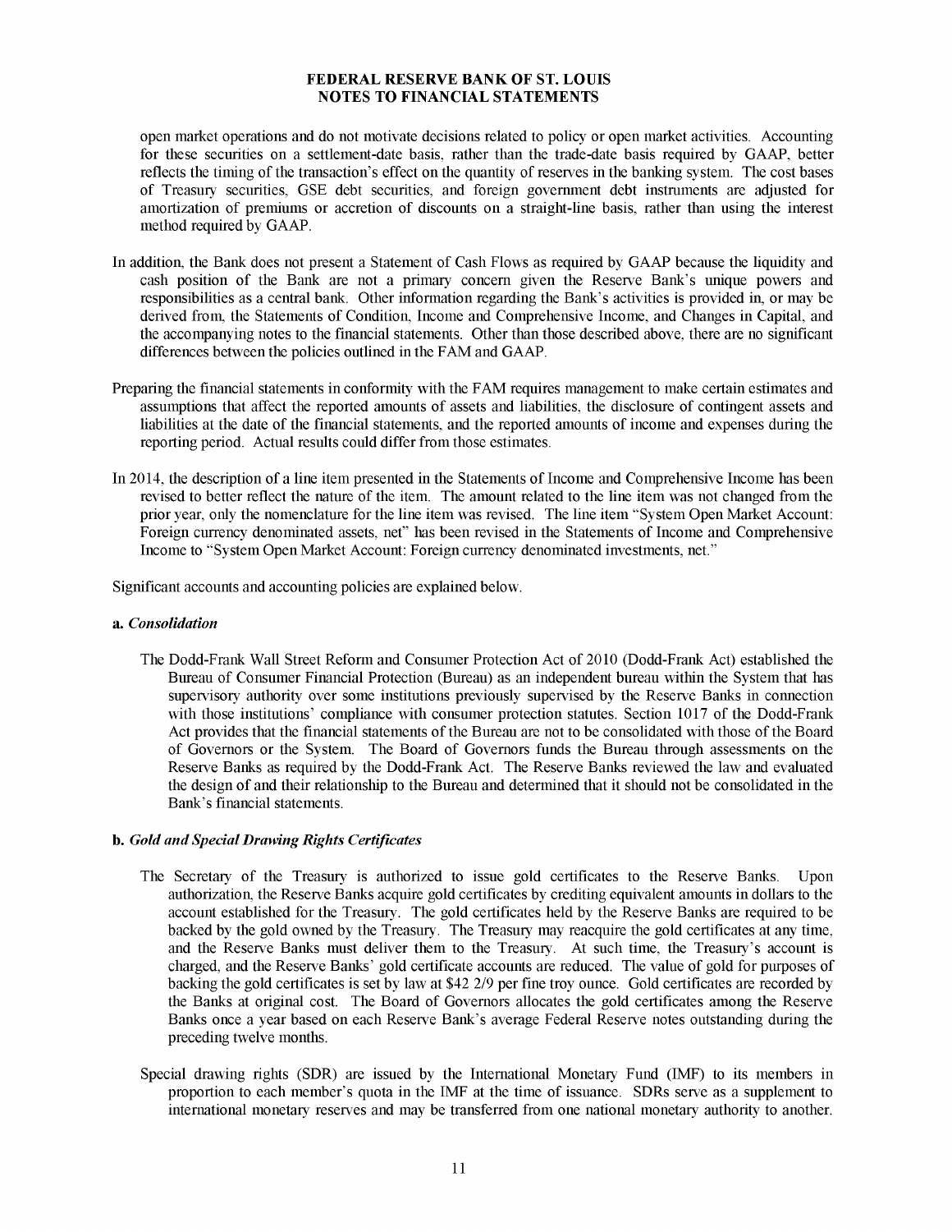open market operations and do not motivate decisions related to policy or open market activities. Accounting for these securities on a settlement-date basis, rather than the trade-date basis required by GAAP, better reflects the timing of the transaction's effect on the quantity of reserves in the banking system. The cost bases of Treasury securities, GSE debt securities, and foreign government debt instruments are adjusted for amortization of premiums or accretion of discounts on a straight-line basis, rather than using the interest method required by GAAP.

In addition, the Bank does not present a Statement of Cash Flows as required by GAAP because the liquidity and cash position of the Bank are not a primary concern given the Reserve Bank's unique powers and responsibilities as a central bank. Other information regarding the Bank's activities is provided in, or may be derived from, the Statements of Condition, Income and Comprehensive Income, and Changes in Capital, and the accompanying notes to the financial statements. Other than those described above, there are no significant differences between the policies outlined in the FAM and GAAP.

Preparing the financial statements in conformity with the FAM requires management to make certain estimates and assumptions that affect the reported amounts of assets and liabilities, the disclosure of contingent assets and liabilities at the date of the financial statements, and the reported amounts of income and expenses during the reporting period. Actual results could differ from those estimates.

In 2014, the description of a line item presented in the Statements of Income and Comprehensive Income has been revised to better reflect the nature of the item. The amount related to the line item was not changed from the prior year, only the nomenclature for the line item was revised. The line item "System Open Market Account: Foreign currency denominated assets, net" has been revised in the Statements of Income and Comprehensive Income to "System Open Market Account: Foreign currency denominated investments, net."

Significant accounts and accounting policies are explained below.

**a.** ***Consolidation***

The Dodd-Frank Wall Street Reform and Consumer Protection Act of 2010 (Dodd-Frank Act) established the Bureau of Consumer Financial Protection (Bureau) as an independent bureau within the System that has supervisory authority over some institutions previously supervised by the Reserve Banks in connection with those institutions' compliance with consumer protection statutes. Section 1017 of the Dodd-Frank Act provides that the financial statements of the Bureau are not to be consolidated with those of the Board of Governors or the System. The Board of Governors funds the Bureau through assessments on the Reserve Banks as required by the Dodd-Frank Act. The Reserve Banks reviewed the law and evaluated the design of and their relationship to the Bureau and determined that it should not be consolidated in the Bank's financial statements.

**b.** ***Gold and Special Drawing Rights Certificates***

The Secretary of the Treasury is authorized to issue gold certificates to the Reserve Banks. Upon authorization, the Reserve Banks acquire gold certificates by crediting equivalent amounts in dollars to the account established for the Treasury. The gold certificates held by the Reserve Banks are required to be backed by the gold owned by the Treasury. The Treasury may reacquire the gold certificates at any time, and the Reserve Banks must deliver them to the Treasury. At such time, the Treasury's account is charged, and the Reserve Banks' gold certificate accounts are reduced. The value of gold for purposes of backing the gold certificates is set by law at $42 2/9 per fine troy ounce. Gold certificates are recorded by the Banks at original cost. The Board of Governors allocates the gold certificates among the Reserve Banks once a year based on each Reserve Bank's average Federal Reserve notes outstanding during the preceding twelve months.

Special drawing rights (SDR) are issued by the International Monetary Fund (IMF) to its members in proportion to each member's quota in the IMF at the time of issuance. SDRs serve as a supplement to international monetary reserves and may be transferred from one national monetary authority to another.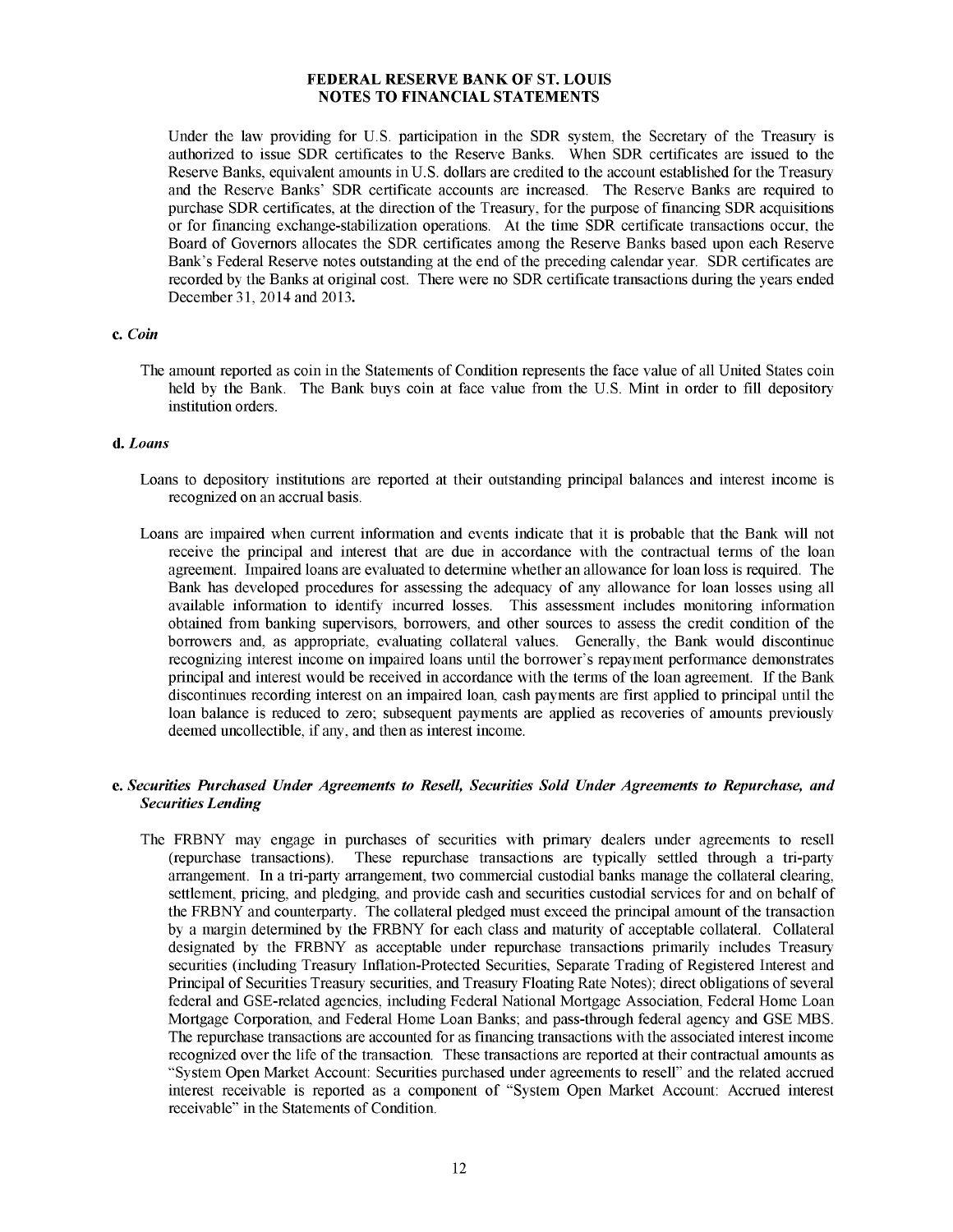Under the law providing for U.S. participation in the SDR system, the Secretary of the Treasury is authorized to issue SDR certificates to the Reserve Banks. When SDR certificates are issued to the Reserve Banks, equivalent amounts in U.S. dollars are credited to the account established for the Treasury and the Reserve Banks' SDR certificate accounts are increased. The Reserve Banks are required to purchase SDR certificates, at the direction of the Treasury, for the purpose of financing SDR acquisitions or for financing exchange-stabilization operations. At the time SDR certificate transactions occur, the Board of Governors allocates the SDR certificates among the Reserve Banks based upon each Reserve Bank's Federal Reserve notes outstanding at the end of the preceding calendar year. SDR certificates are recorded by the Banks at original cost. There were no SDR certificate transactions during the years ended December 31, 2014 and 2013.

**c.** ***Coin***

The amount reported as coin in the Statements of Condition represents the face value of all United States coin held by the Bank. The Bank buys coin at face value from the U.S. Mint in order to fill depository institution orders.

**d.** ***Loans***

Loans to depository institutions are reported at their outstanding principal balances and interest income is recognized on an accrual basis.

Loans are impaired when current information and events indicate that it is probable that the Bank will not receive the principal and interest that are due in accordance with the contractual terms of the loan agreement. Impaired loans are evaluated to determine whether an allowance for loan loss is required. The Bank has developed procedures for assessing the adequacy of any allowance for loan losses using all available information to identify incurred losses. This assessment includes monitoring information obtained from banking supervisors, borrowers, and other sources to assess the credit condition of the borrowers and, as appropriate, evaluating collateral values. Generally, the Bank would discontinue recognizing interest income on impaired loans until the borrower's repayment performance demonstrates principal and interest would be received in accordance with the terms of the loan agreement. If the Bank discontinues recording interest on an impaired loan, cash payments are first applied to principal until the loan balance is reduced to zero; subsequent payments are applied as recoveries of amounts previously deemed uncollectible, if any, and then as interest income.

**e.** ***Securities Purchased Under Agreements to Resell, Securities Sold Under Agreements to Repurchase, and Securities Lending***

The FRBNY may engage in purchases of securities with primary dealers under agreements to resell (repurchase transactions). These repurchase transactions are typically settled through a tri-party arrangement. In a tri-party arrangement, two commercial custodial banks manage the collateral clearing, settlement, pricing, and pledging, and provide cash and securities custodial services for and on behalf of the FRBNY and counterparty. The collateral pledged must exceed the principal amount of the transaction by a margin determined by the FRBNY for each class and maturity of acceptable collateral. Collateral designated by the FRBNY as acceptable under repurchase transactions primarily includes Treasury securities (including Treasury Inflation-Protected Securities, Separate Trading of Registered Interest and Principal of Securities Treasury securities, and Treasury Floating Rate Notes); direct obligations of several federal and GSE-related agencies, including Federal National Mortgage Association, Federal Home Loan Mortgage Corporation, and Federal Home Loan Banks; and pass-through federal agency and GSE MBS. The repurchase transactions are accounted for as financing transactions with the associated interest income recognized over the life of the transaction. These transactions are reported at their contractual amounts as "System Open Market Account: Securities purchased under agreements to resell" and the related accrued interest receivable is reported as a component of "System Open Market Account: Accrued interest receivable" in the Statements of Condition.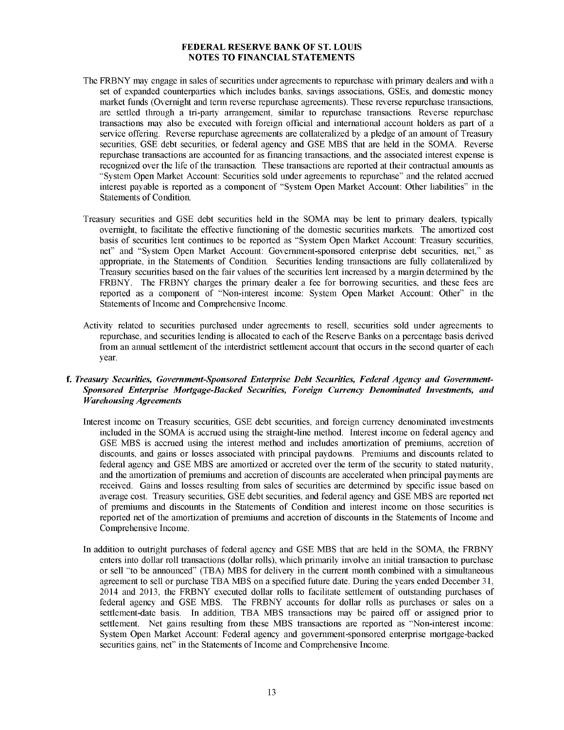The FRBNY may engage in sales of securities under agreements to repurchase with primary dealers and with a set of expanded counterparties which includes banks, savings associations, GSEs, and domestic money market funds (Overnight and term reverse repurchase agreements). These reverse repurchase transactions, are settled through a tri-party arrangement, similar to repurchase transactions. Reverse repurchase transactions may also be executed with foreign official and international account holders as part of a service offering. Reverse repurchase agreements are collateralized by a pledge of an amount of Treasury securities, GSE debt securities, or federal agency and GSE MBS that are held in the SOMA. Reverse repurchase transactions are accounted for as financing transactions, and the associated interest expense is recognized over the life of the transaction. These transactions are reported at their contractual amounts as "System Open Market Account: Securities sold under agreements to repurchase" and the related accrued interest payable is reported as a component of "System Open Market Account: Other liabilities" in the Statements of Condition.

Treasury securities and GSE debt securities held in the SOMA may be lent to primary dealers, typically overnight, to facilitate the effective functioning of the domestic securities markets. The amortized cost basis of securities lent continues to be reported as "System Open Market Account: Treasury securities, net" and "System Open Market Account: Government-sponsored enterprise debt securities, net," as appropriate, in the Statements of Condition. Securities lending transactions are fully collateralized by Treasury securities based on the fair values of the securities lent increased by a margin determined by the FRBNY. The FRBNY charges the primary dealer a fee for borrowing securities, and these fees are reported as a component of "Non-interest income: System Open Market Account: Other" in the Statements of Income and Comprehensive Income.

Activity related to securities purchased under agreements to resell, securities sold under agreements to repurchase, and securities lending is allocated to each of the Reserve Banks on a percentage basis derived from an annual settlement of the interdistrict settlement account that occurs in the second quarter of each year.

**f.** ***Treasury Securities, Government-Sponsored Enterprise Debt Securities, Federal Agency and Government-Sponsored Enterprise Mortgage-Backed Securities, Foreign Currency Denominated Investments, and Warehousing Agreements***

Interest income on Treasury securities, GSE debt securities, and foreign currency denominated investments included in the SOMA is accrued using the straight-line method. Interest income on federal agency and GSE MBS is accrued using the interest method and includes amortization of premiums, accretion of discounts, and gains or losses associated with principal paydowns. Premiums and discounts related to federal agency and GSE MBS are amortized or accreted over the term of the security to stated maturity, and the amortization of premiums and accretion of discounts are accelerated when principal payments are received. Gains and losses resulting from sales of securities are determined by specific issue based on average cost. Treasury securities, GSE debt securities, and federal agency and GSE MBS are reported net of premiums and discounts in the Statements of Condition and interest income on those securities is reported net of the amortization of premiums and accretion of discounts in the Statements of Income and Comprehensive Income.

In addition to outright purchases of federal agency and GSE MBS that are held in the SOMA, the FRBNY enters into dollar roll transactions (dollar rolls), which primarily involve an initial transaction to purchase or sell "to be announced" (TBA) MBS for delivery in the current month combined with a simultaneous agreement to sell or purchase TBA MBS on a specified future date. During the years ended December 31, 2014 and 2013, the FRBNY executed dollar rolls to facilitate settlement of outstanding purchases of federal agency and GSE MBS. The FRBNY accounts for dollar rolls as purchases or sales on a settlement-date basis. In addition, TBA MBS transactions may be paired off or assigned prior to settlement. Net gains resulting from these MBS transactions are reported as "Non-interest income: System Open Market Account: Federal agency and government-sponsored enterprise mortgage-backed securities gains, net" in the Statements of Income and Comprehensive Income.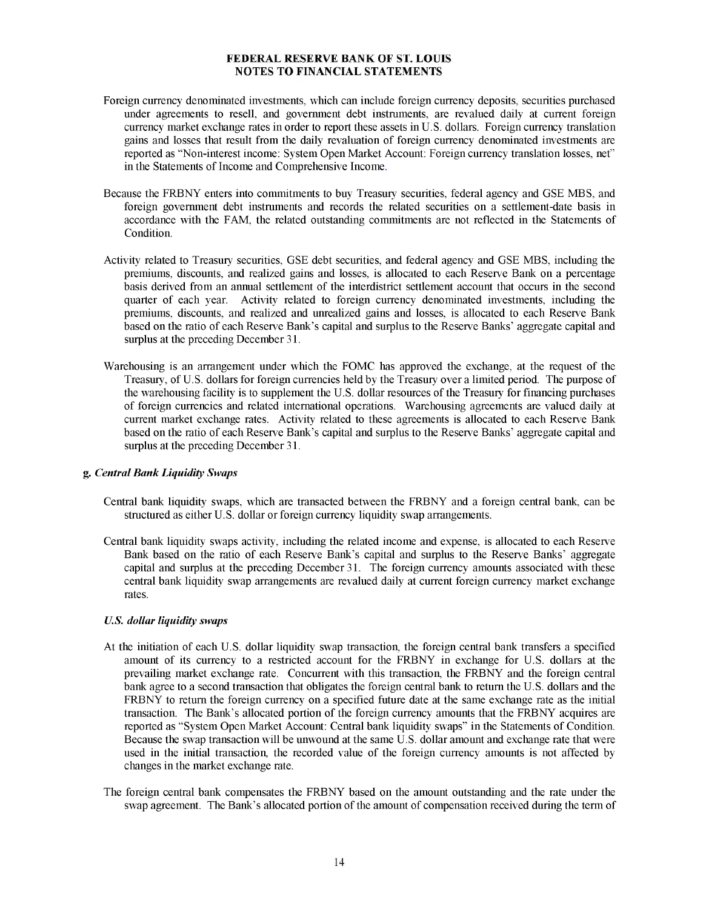Foreign currency denominated investments, which can include foreign currency deposits, securities purchased under agreements to resell, and government debt instruments, are revalued daily at current foreign currency market exchange rates in order to report these assets in U.S. dollars. Foreign currency translation gains and losses that result from the daily revaluation of foreign currency denominated investments are reported as "Non-interest income: System Open Market Account: Foreign currency translation losses, net" in the Statements of Income and Comprehensive Income.

Because the FRBNY enters into commitments to buy Treasury securities, federal agency and GSE MBS, and foreign government debt instruments and records the related securities on a settlement-date basis in accordance with the FAM, the related outstanding commitments are not reflected in the Statements of Condition.

Activity related to Treasury securities, GSE debt securities, and federal agency and GSE MBS, including the premiums, discounts, and realized gains and losses, is allocated to each Reserve Bank on a percentage basis derived from an annual settlement of the interdistrict settlement account that occurs in the second quarter of each year. Activity related to foreign currency denominated investments, including the premiums, discounts, and realized and unrealized gains and losses, is allocated to each Reserve Bank based on the ratio of each Reserve Bank's capital and surplus to the Reserve Banks' aggregate capital and surplus at the preceding December 31.

Warehousing is an arrangement under which the FOMC has approved the exchange, at the request of the Treasury, of U.S. dollars for foreign currencies held by the Treasury over a limited period. The purpose of the warehousing facility is to supplement the U.S. dollar resources of the Treasury for financing purchases of foreign currencies and related international operations. Warehousing agreements are valued daily at current market exchange rates. Activity related to these agreements is allocated to each Reserve Bank based on the ratio of each Reserve Bank's capital and surplus to the Reserve Banks' aggregate capital and surplus at the preceding December 31.

### g. *Central Bank Liquidity Swaps*

Central bank liquidity swaps, which are transacted between the FRBNY and a foreign central bank, can be structured as either U.S. dollar or foreign currency liquidity swap arrangements.

Central bank liquidity swaps activity, including the related income and expense, is allocated to each Reserve Bank based on the ratio of each Reserve Bank's capital and surplus to the Reserve Banks' aggregate capital and surplus at the preceding December 31. The foreign currency amounts associated with these central bank liquidity swap arrangements are revalued daily at current foreign currency market exchange rates.

#### *U.S. dollar liquidity swaps*

At the initiation of each U.S. dollar liquidity swap transaction, the foreign central bank transfers a specified amount of its currency to a restricted account for the FRBNY in exchange for U.S. dollars at the prevailing market exchange rate. Concurrent with this transaction, the FRBNY and the foreign central bank agree to a second transaction that obligates the foreign central bank to return the U.S. dollars and the FRBNY to return the foreign currency on a specified future date at the same exchange rate as the initial transaction. The Bank's allocated portion of the foreign currency amounts that the FRBNY acquires are reported as "System Open Market Account: Central bank liquidity swaps" in the Statements of Condition. Because the swap transaction will be unwound at the same U.S. dollar amount and exchange rate that were used in the initial transaction, the recorded value of the foreign currency amounts is not affected by changes in the market exchange rate.

The foreign central bank compensates the FRBNY based on the amount outstanding and the rate under the swap agreement. The Bank's allocated portion of the amount of compensation received during the term of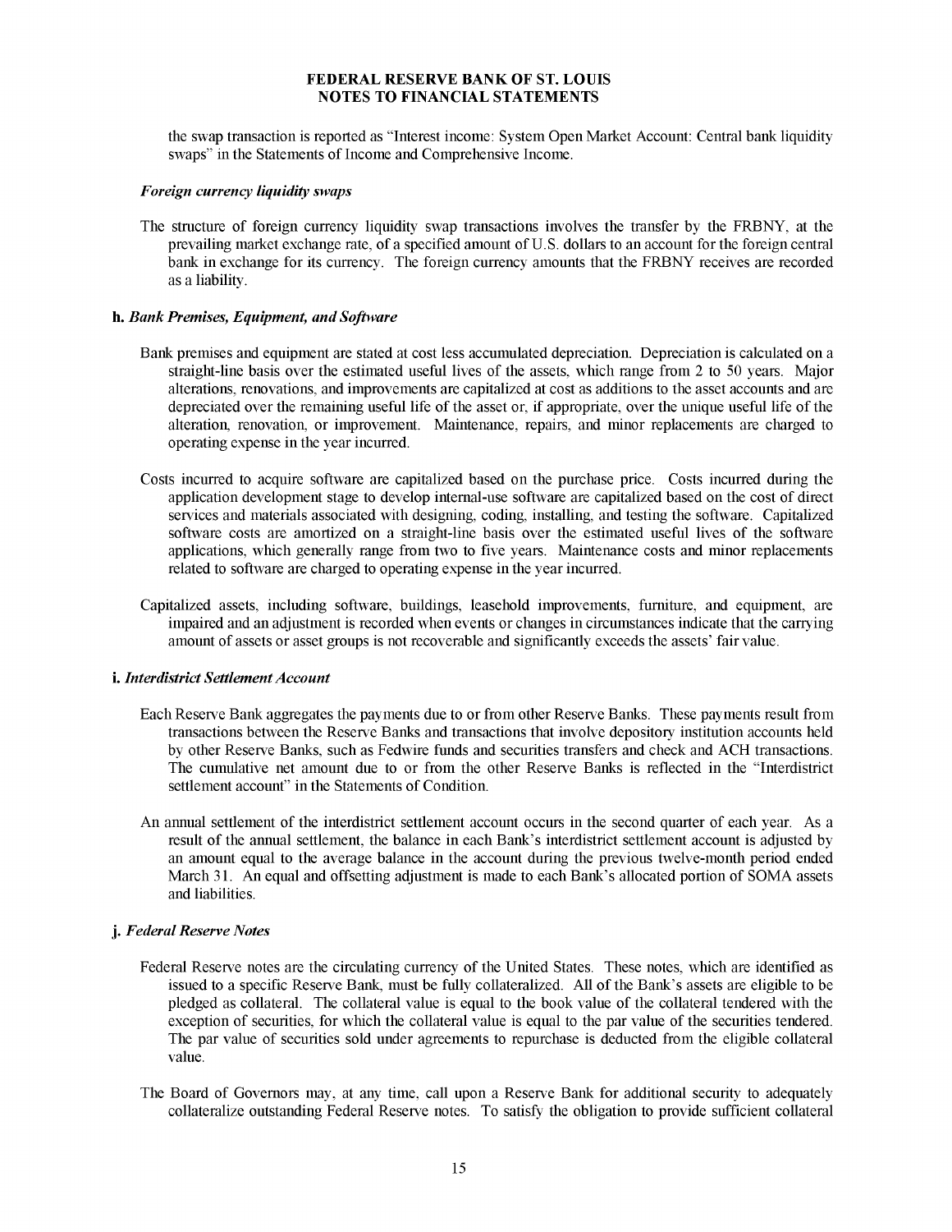the swap transaction is reported as "Interest income: System Open Market Account: Central bank liquidity swaps" in the Statements of Income and Comprehensive Income.

***Foreign currency liquidity swaps***

The structure of foreign currency liquidity swap transactions involves the transfer by the FRBNY, at the prevailing market exchange rate, of a specified amount of U.S. dollars to an account for the foreign central bank in exchange for its currency. The foreign currency amounts that the FRBNY receives are recorded as a liability.

**h.** ***Bank Premises, Equipment, and Software***

Bank premises and equipment are stated at cost less accumulated depreciation. Depreciation is calculated on a straight-line basis over the estimated useful lives of the assets, which range from 2 to 50 years. Major alterations, renovations, and improvements are capitalized at cost as additions to the asset accounts and are depreciated over the remaining useful life of the asset or, if appropriate, over the unique useful life of the alteration, renovation, or improvement. Maintenance, repairs, and minor replacements are charged to operating expense in the year incurred.

Costs incurred to acquire software are capitalized based on the purchase price. Costs incurred during the application development stage to develop internal-use software are capitalized based on the cost of direct services and materials associated with designing, coding, installing, and testing the software. Capitalized software costs are amortized on a straight-line basis over the estimated useful lives of the software applications, which generally range from two to five years. Maintenance costs and minor replacements related to software are charged to operating expense in the year incurred.

Capitalized assets, including software, buildings, leasehold improvements, furniture, and equipment, are impaired and an adjustment is recorded when events or changes in circumstances indicate that the carrying amount of assets or asset groups is not recoverable and significantly exceeds the assets' fair value.

**i.** ***Interdistrict Settlement Account***

Each Reserve Bank aggregates the payments due to or from other Reserve Banks. These payments result from transactions between the Reserve Banks and transactions that involve depository institution accounts held by other Reserve Banks, such as Fedwire funds and securities transfers and check and ACH transactions. The cumulative net amount due to or from the other Reserve Banks is reflected in the "Interdistrict settlement account" in the Statements of Condition.

An annual settlement of the interdistrict settlement account occurs in the second quarter of each year. As a result of the annual settlement, the balance in each Bank's interdistrict settlement account is adjusted by an amount equal to the average balance in the account during the previous twelve-month period ended March 31. An equal and offsetting adjustment is made to each Bank's allocated portion of SOMA assets and liabilities.

**j.** ***Federal Reserve Notes***

Federal Reserve notes are the circulating currency of the United States. These notes, which are identified as issued to a specific Reserve Bank, must be fully collateralized. All of the Bank's assets are eligible to be pledged as collateral. The collateral value is equal to the book value of the collateral tendered with the exception of securities, for which the collateral value is equal to the par value of the securities tendered. The par value of securities sold under agreements to repurchase is deducted from the eligible collateral value.

The Board of Governors may, at any time, call upon a Reserve Bank for additional security to adequately collateralize outstanding Federal Reserve notes. To satisfy the obligation to provide sufficient collateral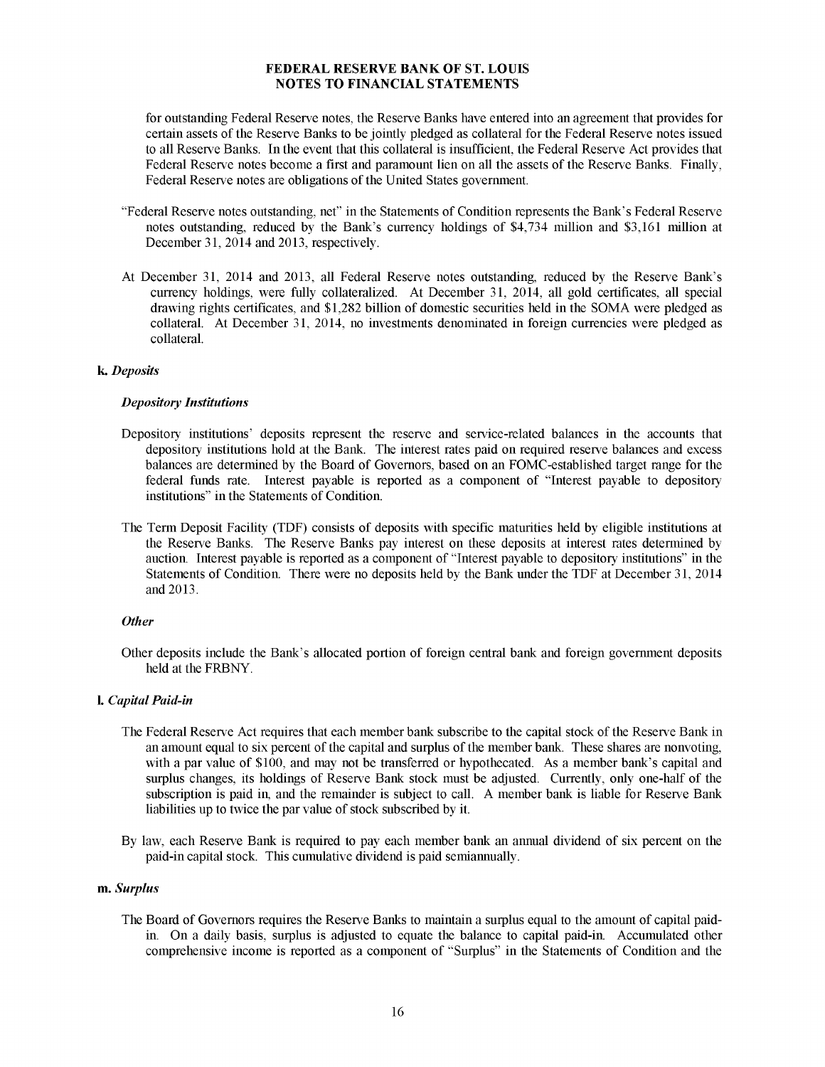for outstanding Federal Reserve notes, the Reserve Banks have entered into an agreement that provides for certain assets of the Reserve Banks to be jointly pledged as collateral for the Federal Reserve notes issued to all Reserve Banks. In the event that this collateral is insufficient, the Federal Reserve Act provides that Federal Reserve notes become a first and paramount lien on all the assets of the Reserve Banks. Finally, Federal Reserve notes are obligations of the United States government.

"Federal Reserve notes outstanding, net" in the Statements of Condition represents the Bank's Federal Reserve notes outstanding, reduced by the Bank's currency holdings of $4,734 million and $3,161 million at December 31, 2014 and 2013, respectively.

At December 31, 2014 and 2013, all Federal Reserve notes outstanding, reduced by the Reserve Bank's currency holdings, were fully collateralized. At December 31, 2014, all gold certificates, all special drawing rights certificates, and $1,282 billion of domestic securities held in the SOMA were pledged as collateral. At December 31, 2014, no investments denominated in foreign currencies were pledged as collateral.

**k.** ***Deposits***

***Depository Institutions***

Depository institutions' deposits represent the reserve and service-related balances in the accounts that depository institutions hold at the Bank. The interest rates paid on required reserve balances and excess balances are determined by the Board of Governors, based on an FOMC-established target range for the federal funds rate. Interest payable is reported as a component of "Interest payable to depository institutions" in the Statements of Condition.

The Term Deposit Facility (TDF) consists of deposits with specific maturities held by eligible institutions at the Reserve Banks. The Reserve Banks pay interest on these deposits at interest rates determined by auction. Interest payable is reported as a component of "Interest payable to depository institutions" in the Statements of Condition. There were no deposits held by the Bank under the TDF at December 31, 2014 and 2013.

***Other***

Other deposits include the Bank's allocated portion of foreign central bank and foreign government deposits held at the FRBNY.

**l.** ***Capital Paid-in***

The Federal Reserve Act requires that each member bank subscribe to the capital stock of the Reserve Bank in an amount equal to six percent of the capital and surplus of the member bank. These shares are nonvoting, with a par value of $100, and may not be transferred or hypothecated. As a member bank's capital and surplus changes, its holdings of Reserve Bank stock must be adjusted. Currently, only one-half of the subscription is paid in, and the remainder is subject to call. A member bank is liable for Reserve Bank liabilities up to twice the par value of stock subscribed by it.

By law, each Reserve Bank is required to pay each member bank an annual dividend of six percent on the paid-in capital stock. This cumulative dividend is paid semiannually.

**m.** ***Surplus***

The Board of Governors requires the Reserve Banks to maintain a surplus equal to the amount of capital paid-in. On a daily basis, surplus is adjusted to equate the balance to capital paid-in. Accumulated other comprehensive income is reported as a component of "Surplus" in the Statements of Condition and the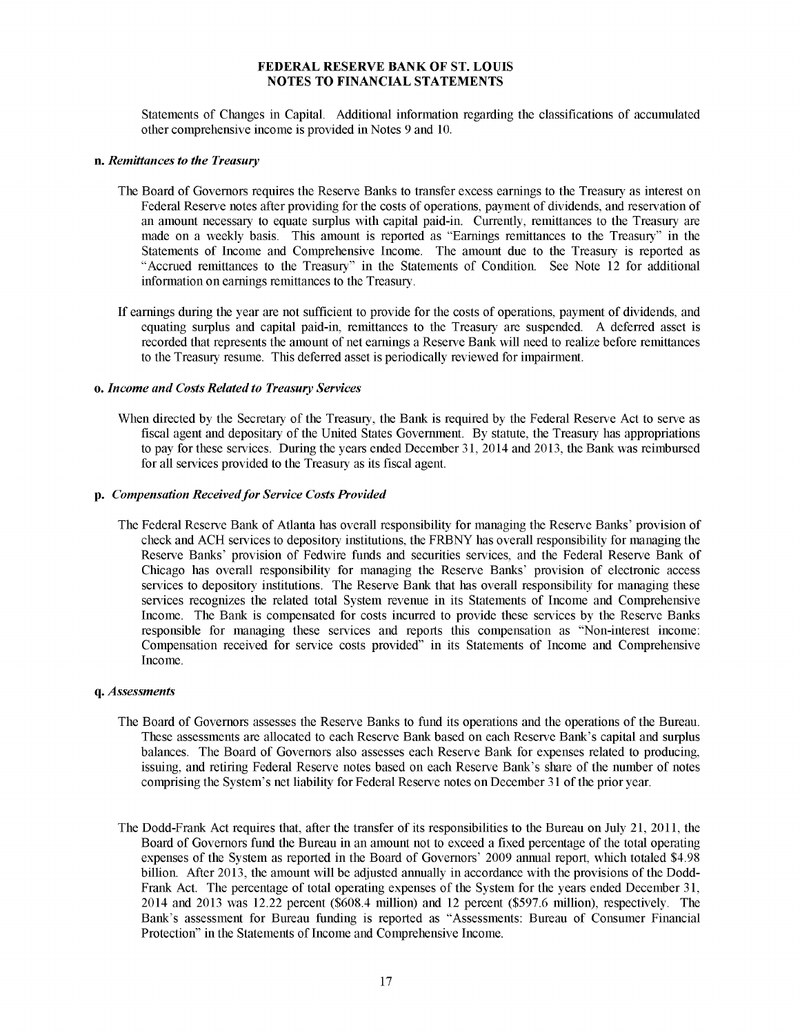Statements of Changes in Capital. Additional information regarding the classifications of accumulated other comprehensive income is provided in Notes 9 and 10.

**n.** ***Remittances to the Treasury***

The Board of Governors requires the Reserve Banks to transfer excess earnings to the Treasury as interest on Federal Reserve notes after providing for the costs of operations, payment of dividends, and reservation of an amount necessary to equate surplus with capital paid-in. Currently, remittances to the Treasury are made on a weekly basis. This amount is reported as "Earnings remittances to the Treasury" in the Statements of Income and Comprehensive Income. The amount due to the Treasury is reported as "Accrued remittances to the Treasury" in the Statements of Condition. See Note 12 for additional information on earnings remittances to the Treasury.

If earnings during the year are not sufficient to provide for the costs of operations, payment of dividends, and equating surplus and capital paid-in, remittances to the Treasury are suspended. A deferred asset is recorded that represents the amount of net earnings a Reserve Bank will need to realize before remittances to the Treasury resume. This deferred asset is periodically reviewed for impairment.

**o.** ***Income and Costs Related to Treasury Services***

When directed by the Secretary of the Treasury, the Bank is required by the Federal Reserve Act to serve as fiscal agent and depositary of the United States Government. By statute, the Treasury has appropriations to pay for these services. During the years ended December 31, 2014 and 2013, the Bank was reimbursed for all services provided to the Treasury as its fiscal agent.

**p.** ***Compensation Received for Service Costs Provided***

The Federal Reserve Bank of Atlanta has overall responsibility for managing the Reserve Banks' provision of check and ACH services to depository institutions, the FRBNY has overall responsibility for managing the Reserve Banks' provision of Fedwire funds and securities services, and the Federal Reserve Bank of Chicago has overall responsibility for managing the Reserve Banks' provision of electronic access services to depository institutions. The Reserve Bank that has overall responsibility for managing these services recognizes the related total System revenue in its Statements of Income and Comprehensive Income. The Bank is compensated for costs incurred to provide these services by the Reserve Banks responsible for managing these services and reports this compensation as "Non-interest income: Compensation received for service costs provided" in its Statements of Income and Comprehensive Income.

**q.** ***Assessments***

The Board of Governors assesses the Reserve Banks to fund its operations and the operations of the Bureau. These assessments are allocated to each Reserve Bank based on each Reserve Bank's capital and surplus balances. The Board of Governors also assesses each Reserve Bank for expenses related to producing, issuing, and retiring Federal Reserve notes based on each Reserve Bank's share of the number of notes comprising the System's net liability for Federal Reserve notes on December 31 of the prior year.

The Dodd-Frank Act requires that, after the transfer of its responsibilities to the Bureau on July 21, 2011, the Board of Governors fund the Bureau in an amount not to exceed a fixed percentage of the total operating expenses of the System as reported in the Board of Governors' 2009 annual report, which totaled $4.98 billion. After 2013, the amount will be adjusted annually in accordance with the provisions of the Dodd-Frank Act. The percentage of total operating expenses of the System for the years ended December 31, 2014 and 2013 was 12.22 percent ($608.4 million) and 12 percent ($597.6 million), respectively. The Bank's assessment for Bureau funding is reported as "Assessments: Bureau of Consumer Financial Protection" in the Statements of Income and Comprehensive Income.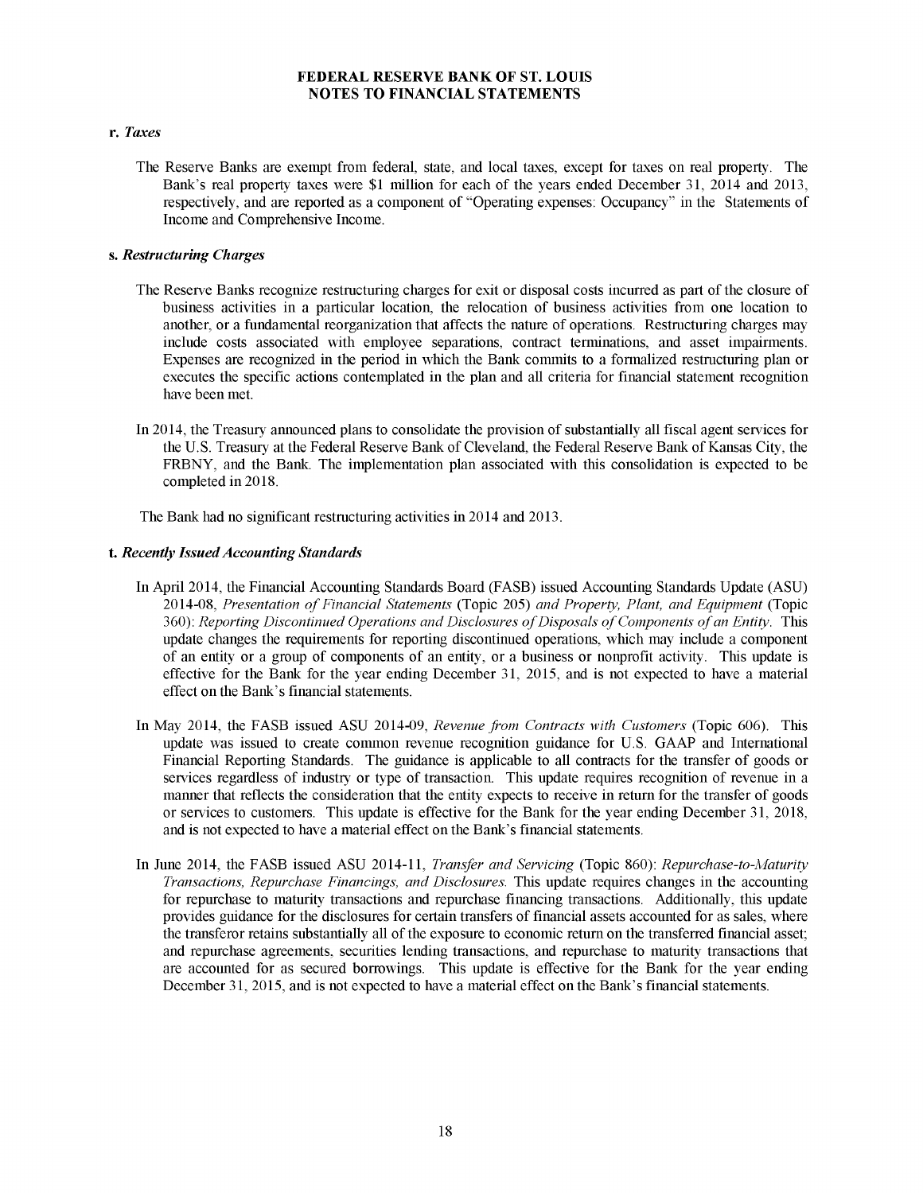**r.** ***Taxes***

The Reserve Banks are exempt from federal, state, and local taxes, except for taxes on real property. The Bank's real property taxes were $1 million for each of the years ended December 31, 2014 and 2013, respectively, and are reported as a component of "Operating expenses: Occupancy" in the Statements of Income and Comprehensive Income.

**s.** ***Restructuring Charges***

The Reserve Banks recognize restructuring charges for exit or disposal costs incurred as part of the closure of business activities in a particular location, the relocation of business activities from one location to another, or a fundamental reorganization that affects the nature of operations. Restructuring charges may include costs associated with employee separations, contract terminations, and asset impairments. Expenses are recognized in the period in which the Bank commits to a formalized restructuring plan or executes the specific actions contemplated in the plan and all criteria for financial statement recognition have been met.

In 2014, the Treasury announced plans to consolidate the provision of substantially all fiscal agent services for the U.S. Treasury at the Federal Reserve Bank of Cleveland, the Federal Reserve Bank of Kansas City, the FRBNY, and the Bank. The implementation plan associated with this consolidation is expected to be completed in 2018.

The Bank had no significant restructuring activities in 2014 and 2013.

**t.** ***Recently Issued Accounting Standards***

In April 2014, the Financial Accounting Standards Board (FASB) issued Accounting Standards Update (ASU) 2014-08, *Presentation of Financial Statements* (Topic 205) *and Property, Plant, and Equipment* (Topic 360): *Reporting Discontinued Operations and Disclosures of Disposals of Components of an Entity*. This update changes the requirements for reporting discontinued operations, which may include a component of an entity or a group of components of an entity, or a business or nonprofit activity. This update is effective for the Bank for the year ending December 31, 2015, and is not expected to have a material effect on the Bank's financial statements.

In May 2014, the FASB issued ASU 2014-09, *Revenue from Contracts with Customers* (Topic 606). This update was issued to create common revenue recognition guidance for U.S. GAAP and International Financial Reporting Standards. The guidance is applicable to all contracts for the transfer of goods or services regardless of industry or type of transaction. This update requires recognition of revenue in a manner that reflects the consideration that the entity expects to receive in return for the transfer of goods or services to customers. This update is effective for the Bank for the year ending December 31, 2018, and is not expected to have a material effect on the Bank's financial statements.

In June 2014, the FASB issued ASU 2014-11, *Transfer and Servicing* (Topic 860): *Repurchase-to-Maturity Transactions, Repurchase Financings, and Disclosures.* This update requires changes in the accounting for repurchase to maturity transactions and repurchase financing transactions. Additionally, this update provides guidance for the disclosures for certain transfers of financial assets accounted for as sales, where the transferor retains substantially all of the exposure to economic return on the transferred financial asset; and repurchase agreements, securities lending transactions, and repurchase to maturity transactions that are accounted for as secured borrowings. This update is effective for the Bank for the year ending December 31, 2015, and is not expected to have a material effect on the Bank's financial statements.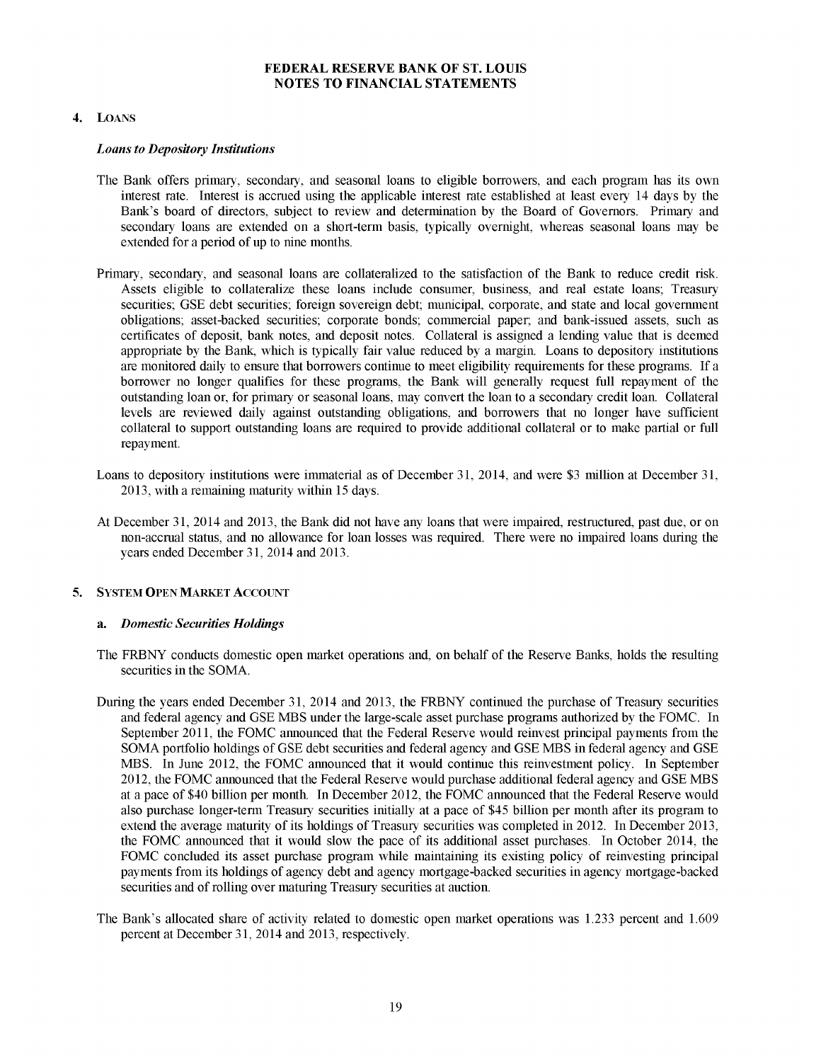**FEDERAL RESERVE BANK OF ST. LOUIS**
**NOTES TO FINANCIAL STATEMENTS**

## 4. LOANS

### *Loans to Depository Institutions*

The Bank offers primary, secondary, and seasonal loans to eligible borrowers, and each program has its own interest rate. Interest is accrued using the applicable interest rate established at least every 14 days by the Bank's board of directors, subject to review and determination by the Board of Governors. Primary and secondary loans are extended on a short-term basis, typically overnight, whereas seasonal loans may be extended for a period of up to nine months.

Primary, secondary, and seasonal loans are collateralized to the satisfaction of the Bank to reduce credit risk. Assets eligible to collateralize these loans include consumer, business, and real estate loans; Treasury securities; GSE debt securities; foreign sovereign debt; municipal, corporate, and state and local government obligations; asset-backed securities; corporate bonds; commercial paper; and bank-issued assets, such as certificates of deposit, bank notes, and deposit notes. Collateral is assigned a lending value that is deemed appropriate by the Bank, which is typically fair value reduced by a margin. Loans to depository institutions are monitored daily to ensure that borrowers continue to meet eligibility requirements for these programs. If a borrower no longer qualifies for these programs, the Bank will generally request full repayment of the outstanding loan or, for primary or seasonal loans, may convert the loan to a secondary credit loan. Collateral levels are reviewed daily against outstanding obligations, and borrowers that no longer have sufficient collateral to support outstanding loans are required to provide additional collateral or to make partial or full repayment.

Loans to depository institutions were immaterial as of December 31, 2014, and were $3 million at December 31, 2013, with a remaining maturity within 15 days.

At December 31, 2014 and 2013, the Bank did not have any loans that were impaired, restructured, past due, or on non-accrual status, and no allowance for loan losses was required. There were no impaired loans during the years ended December 31, 2014 and 2013.

## 5. SYSTEM OPEN MARKET ACCOUNT

### a. *Domestic Securities Holdings*

The FRBNY conducts domestic open market operations and, on behalf of the Reserve Banks, holds the resulting securities in the SOMA.

During the years ended December 31, 2014 and 2013, the FRBNY continued the purchase of Treasury securities and federal agency and GSE MBS under the large-scale asset purchase programs authorized by the FOMC. In September 2011, the FOMC announced that the Federal Reserve would reinvest principal payments from the SOMA portfolio holdings of GSE debt securities and federal agency and GSE MBS in federal agency and GSE MBS. In June 2012, the FOMC announced that it would continue this reinvestment policy. In September 2012, the FOMC announced that the Federal Reserve would purchase additional federal agency and GSE MBS at a pace of $40 billion per month. In December 2012, the FOMC announced that the Federal Reserve would also purchase longer-term Treasury securities initially at a pace of $45 billion per month after its program to extend the average maturity of its holdings of Treasury securities was completed in 2012. In December 2013, the FOMC announced that it would slow the pace of its additional asset purchases. In October 2014, the FOMC concluded its asset purchase program while maintaining its existing policy of reinvesting principal payments from its holdings of agency debt and agency mortgage-backed securities in agency mortgage-backed securities and of rolling over maturing Treasury securities at auction.

The Bank's allocated share of activity related to domestic open market operations was 1.233 percent and 1.609 percent at December 31, 2014 and 2013, respectively.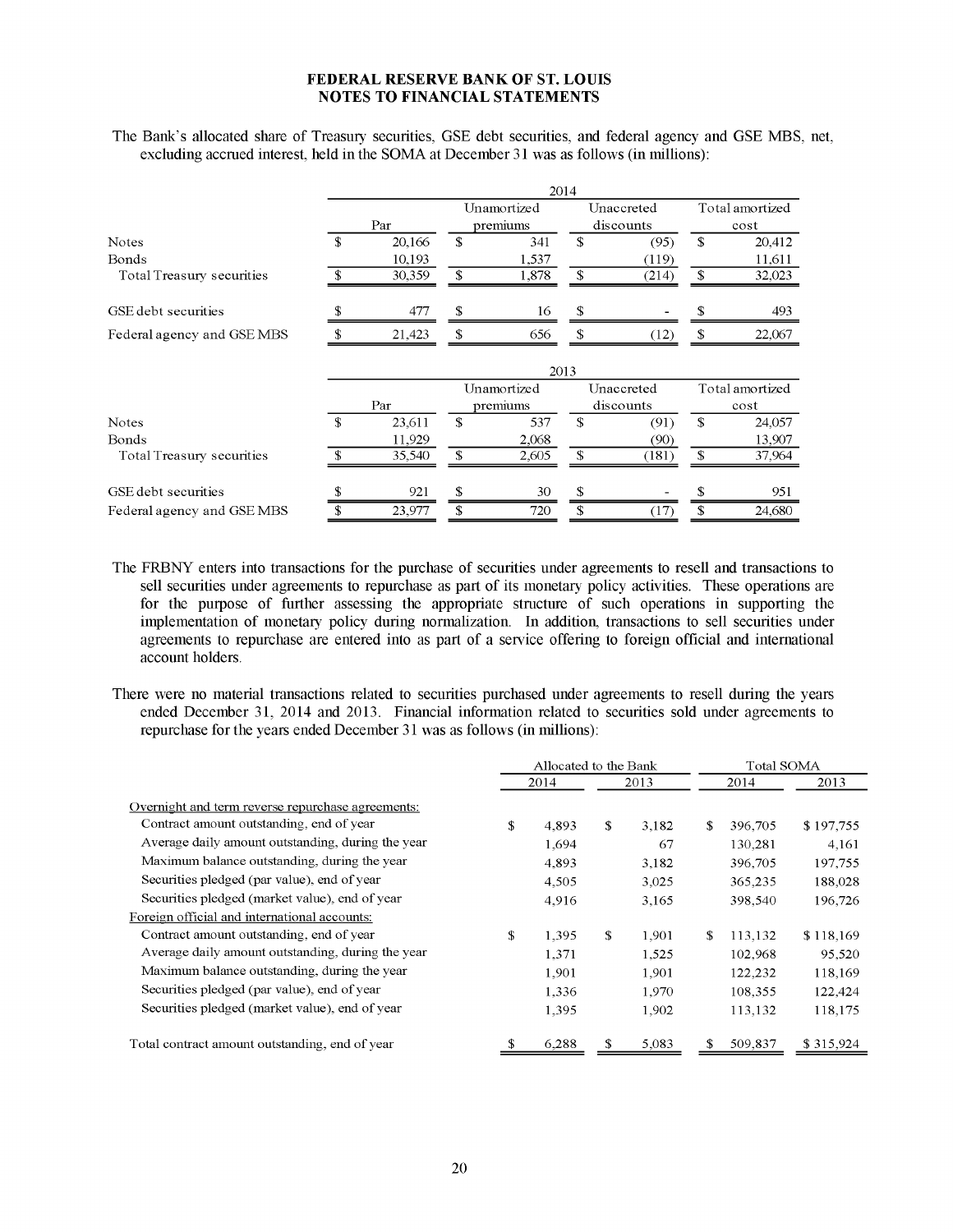**FEDERAL RESERVE BANK OF ST. LOUIS**
**NOTES TO FINANCIAL STATEMENTS**

The Bank's allocated share of Treasury securities, GSE debt securities, and federal agency and GSE MBS, net, excluding accrued interest, held in the SOMA at December 31 was as follows (in millions):

| | 2014 | | | |
|---|---|---|---|---|
| | Par | Unamortized premiums | Unaccreted discounts | Total amortized cost |
| Notes | $ 20,166 | $ 341 | $ (95) | $ 20,412 |
| Bonds | 10,193 | 1,537 | (119) | 11,611 |
| Total Treasury securities | $ 30,359 | $ 1,878 | $ (214) | $ 32,023 |
| GSE debt securities | $ 477 | $ 16 | $ - | $ 493 |
| Federal agency and GSE MBS | $ 21,423 | $ 656 | $ (12) | $ 22,067 |

| | 2013 | | | |
|---|---|---|---|---|
| | Par | Unamortized premiums | Unaccreted discounts | Total amortized cost |
| Notes | $ 23,611 | $ 537 | $ (91) | $ 24,057 |
| Bonds | 11,929 | 2,068 | (90) | 13,907 |
| Total Treasury securities | $ 35,540 | $ 2,605 | $ (181) | $ 37,964 |
| GSE debt securities | $ 921 | $ 30 | $ - | $ 951 |
| Federal agency and GSE MBS | $ 23,977 | $ 720 | $ (17) | $ 24,680 |

The FRBNY enters into transactions for the purchase of securities under agreements to resell and transactions to sell securities under agreements to repurchase as part of its monetary policy activities. These operations are for the purpose of further assessing the appropriate structure of such operations in supporting the implementation of monetary policy during normalization. In addition, transactions to sell securities under agreements to repurchase are entered into as part of a service offering to foreign official and international account holders.

There were no material transactions related to securities purchased under agreements to resell during the years ended December 31, 2014 and 2013. Financial information related to securities sold under agreements to repurchase for the years ended December 31 was as follows (in millions):

| | Allocated to the Bank | | Total SOMA | |
|---|---|---|---|---|
| | 2014 | 2013 | 2014 | 2013 |
| Overnight and term reverse repurchase agreements: | | | | |
| Contract amount outstanding, end of year | $ 4,893 | $ 3,182 | $ 396,705 | $ 197,755 |
| Average daily amount outstanding, during the year | 1,694 | 67 | 130,281 | 4,161 |
| Maximum balance outstanding, during the year | 4,893 | 3,182 | 396,705 | 197,755 |
| Securities pledged (par value), end of year | 4,505 | 3,025 | 365,235 | 188,028 |
| Securities pledged (market value), end of year | 4,916 | 3,165 | 398,540 | 196,726 |
| Foreign official and international accounts: | | | | |
| Contract amount outstanding, end of year | $ 1,395 | $ 1,901 | $ 113,132 | $ 118,169 |
| Average daily amount outstanding, during the year | 1,371 | 1,525 | 102,968 | 95,520 |
| Maximum balance outstanding, during the year | 1,901 | 1,901 | 122,232 | 118,169 |
| Securities pledged (par value), end of year | 1,336 | 1,970 | 108,355 | 122,424 |
| Securities pledged (market value), end of year | 1,395 | 1,902 | 113,132 | 118,175 |
| Total contract amount outstanding, end of year | $ 6,288 | $ 5,083 | $ 509,837 | $ 315,924 |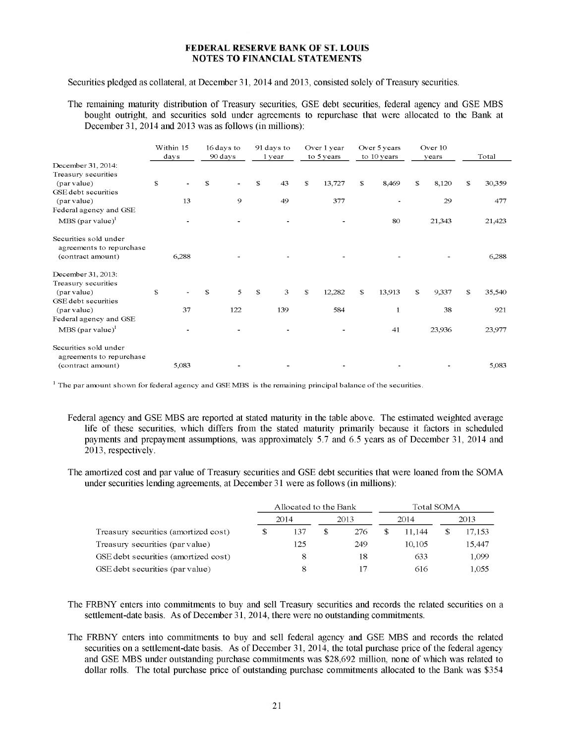**FEDERAL RESERVE BANK OF ST. LOUIS**
**NOTES TO FINANCIAL STATEMENTS**

Securities pledged as collateral, at December 31, 2014 and 2013, consisted solely of Treasury securities.

The remaining maturity distribution of Treasury securities, GSE debt securities, federal agency and GSE MBS bought outright, and securities sold under agreements to repurchase that were allocated to the Bank at December 31, 2014 and 2013 was as follows (in millions):

| | Within 15 days | 16 days to 90 days | 91 days to 1 year | Over 1 year to 5 years | Over 5 years to 10 years | Over 10 years | Total |
|---|---|---|---|---|---|---|---|
| December 31, 2014: | | | | | | | |
| Treasury securities (par value) | $ - | $ - | $ 43 | $ 13,727 | $ 8,469 | $ 8,120 | $ 30,359 |
| GSE debt securities (par value) | 13 | 9 | 49 | 377 | - | 29 | 477 |
| Federal agency and GSE MBS (par value)[1] | - | - | - | - | 80 | 21,343 | 21,423 |
| Securities sold under agreements to repurchase (contract amount) | 6,288 | - | - | - | - | - | 6,288 |
| December 31, 2013: | | | | | | | |
| Treasury securities (par value) | $ - | $ 5 | $ 3 | $ 12,282 | $ 13,913 | $ 9,337 | $ 35,540 |
| GSE debt securities (par value) | 37 | 122 | 139 | 584 | 1 | 38 | 921 |
| Federal agency and GSE MBS (par value)[1] | - | - | - | - | 41 | 23,936 | 23,977 |
| Securities sold under agreements to repurchase (contract amount) | 5,083 | - | - | - | - | - | 5,083 |

[1] The par amount shown for federal agency and GSE MBS is the remaining principal balance of the securities.

Federal agency and GSE MBS are reported at stated maturity in the table above. The estimated weighted average life of these securities, which differs from the stated maturity primarily because it factors in scheduled payments and prepayment assumptions, was approximately 5.7 and 6.5 years as of December 31, 2014 and 2013, respectively.

The amortized cost and par value of Treasury securities and GSE debt securities that were loaned from the SOMA under securities lending agreements, at December 31 were as follows (in millions):

| | Allocated to the Bank | | Total SOMA | |
|---|---|---|---|---|
| | 2014 | 2013 | 2014 | 2013 |
| Treasury securities (amortized cost) | $ 137 | $ 276 | $ 11,144 | $ 17,153 |
| Treasury securities (par value) | 125 | 249 | 10,105 | 15,447 |
| GSE debt securities (amortized cost) | 8 | 18 | 633 | 1,099 |
| GSE debt securities (par value) | 8 | 17 | 616 | 1,055 |

The FRBNY enters into commitments to buy and sell Treasury securities and records the related securities on a settlement-date basis. As of December 31, 2014, there were no outstanding commitments.

The FRBNY enters into commitments to buy and sell federal agency and GSE MBS and records the related securities on a settlement-date basis. As of December 31, 2014, the total purchase price of the federal agency and GSE MBS under outstanding purchase commitments was $28,692 million, none of which was related to dollar rolls. The total purchase price of outstanding purchase commitments allocated to the Bank was $354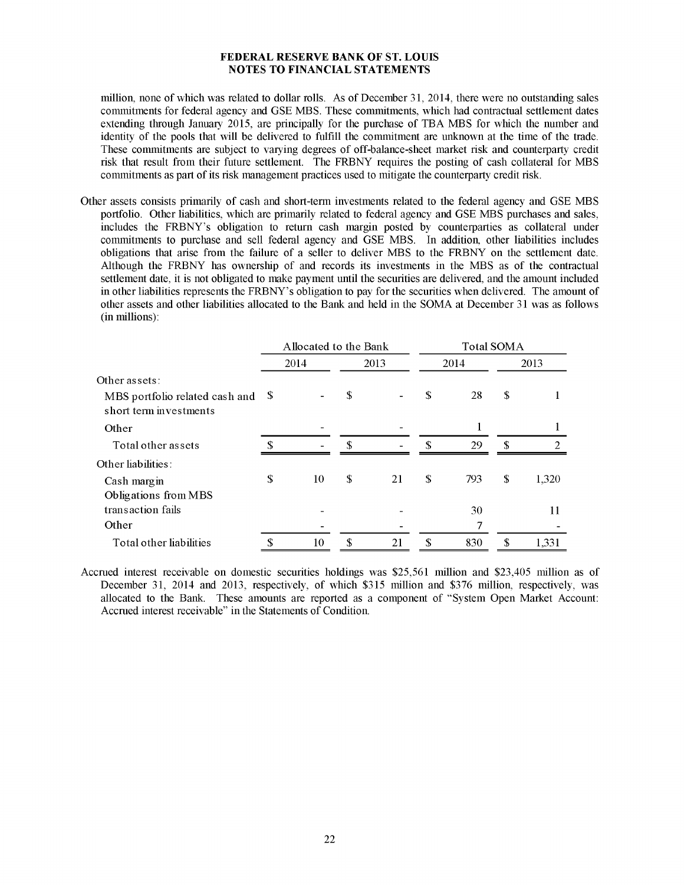million, none of which was related to dollar rolls. As of December 31, 2014, there were no outstanding sales commitments for federal agency and GSE MBS. These commitments, which had contractual settlement dates extending through January 2015, are principally for the purchase of TBA MBS for which the number and identity of the pools that will be delivered to fulfill the commitment are unknown at the time of the trade. These commitments are subject to varying degrees of off-balance-sheet market risk and counterparty credit risk that result from their future settlement. The FRBNY requires the posting of cash collateral for MBS commitments as part of its risk management practices used to mitigate the counterparty credit risk.

Other assets consists primarily of cash and short-term investments related to the federal agency and GSE MBS portfolio. Other liabilities, which are primarily related to federal agency and GSE MBS purchases and sales, includes the FRBNY's obligation to return cash margin posted by counterparties as collateral under commitments to purchase and sell federal agency and GSE MBS. In addition, other liabilities includes obligations that arise from the failure of a seller to deliver MBS to the FRBNY on the settlement date. Although the FRBNY has ownership of and records its investments in the MBS as of the contractual settlement date, it is not obligated to make payment until the securities are delivered, and the amount included in other liabilities represents the FRBNY's obligation to pay for the securities when delivered. The amount of other assets and other liabilities allocated to the Bank and held in the SOMA at December 31 was as follows (in millions):

| | Allocated to the Bank | | Total SOMA | |
|---|---|---|---|---|
| | 2014 | 2013 | 2014 | 2013 |
| Other assets: | | | | |
| MBS portfolio related cash and short term investments | $ - | $ - | $ 28 | $ 1 |
| Other | - | - | 1 | 1 |
| Total other assets | $ - | $ - | $ 29 | $ 2 |
| Other liabilities: | | | | |
| Cash margin | $ 10 | $ 21 | $ 793 | $ 1,320 |
| Obligations from MBS transaction fails | - | - | 30 | 11 |
| Other | - | - | 7 | - |
| Total other liabilities | $ 10 | $ 21 | $ 830 | $ 1,331 |

Accrued interest receivable on domestic securities holdings was $25,561 million and $23,405 million as of December 31, 2014 and 2013, respectively, of which $315 million and $376 million, respectively, was allocated to the Bank. These amounts are reported as a component of "System Open Market Account: Accrued interest receivable" in the Statements of Condition.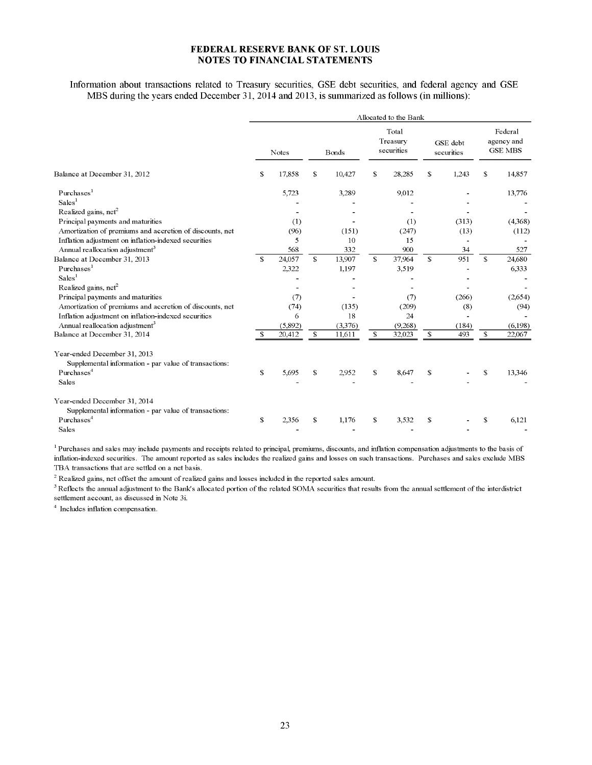**FEDERAL RESERVE BANK OF ST. LOUIS**
**NOTES TO FINANCIAL STATEMENTS**

Information about transactions related to Treasury securities, GSE debt securities, and federal agency and GSE MBS during the years ended December 31, 2014 and 2013, is summarized as follows (in millions):

| | Allocated to the Bank | | | | |
|---|---|---|---|---|---|
| | Notes | Bonds | Total Treasury securities | GSE debt securities | Federal agency and GSE MBS |
| Balance at December 31, 2012 | $ 17,858 | $ 10,427 | $ 28,285 | $ 1,243 | $ 14,857 |
| Purchases[1] | 5,723 | 3,289 | 9,012 | - | 13,776 |
| Sales[1] | - | - | - | - | - |
| Realized gains, net[2] | - | - | - | - | - |
| Principal payments and maturities | (1) | - | (1) | (313) | (4,368) |
| Amortization of premiums and accretion of discounts, net | (96) | (151) | (247) | (13) | (112) |
| Inflation adjustment on inflation-indexed securities | 5 | 10 | 15 | - | - |
| Annual reallocation adjustment[3] | 568 | 332 | 900 | 34 | 527 |
| Balance at December 31, 2013 | $ 24,057 | $ 13,907 | $ 37,964 | $ 951 | $ 24,680 |
| Purchases[1] | 2,322 | 1,197 | 3,519 | - | 6,333 |
| Sales[1] | - | - | - | - | - |
| Realized gains, net[2] | - | - | - | - | - |
| Principal payments and maturities | (7) | - | (7) | (266) | (2,654) |
| Amortization of premiums and accretion of discounts, net | (74) | (135) | (209) | (8) | (94) |
| Inflation adjustment on inflation-indexed securities | 6 | 18 | 24 | - | - |
| Annual reallocation adjustment[3] | (5,892) | (3,376) | (9,268) | (184) | (6,198) |
| Balance at December 31, 2014 | $ 20,412 | $ 11,611 | $ 32,023 | $ 493 | $ 22,067 |
| Year-ended December 31, 2013 | | | | | |
| Supplemental information - par value of transactions: | | | | | |
| Purchases[4] | $ 5,695 | $ 2,952 | $ 8,647 | $ - | $ 13,346 |
| Sales | - | - | - | - | - |
| Year-ended December 31, 2014 | | | | | |
| Supplemental information - par value of transactions: | | | | | |
| Purchases[4] | $ 2,356 | $ 1,176 | $ 3,532 | $ - | $ 6,121 |
| Sales | - | - | - | - | - |

[1] Purchases and sales may include payments and receipts related to principal, premiums, discounts, and inflation compensation adjustments to the basis of inflation-indexed securities. The amount reported as sales includes the realized gains and losses on such transactions. Purchases and sales exclude MBS TBA transactions that are settled on a net basis.

[2] Realized gains, net offset the amount of realized gains and losses included in the reported sales amount.

[3] Reflects the annual adjustment to the Bank's allocated portion of the related SOMA securities that results from the annual settlement of the interdistrict settlement account, as discussed in Note 3i.

[4] Includes inflation compensation.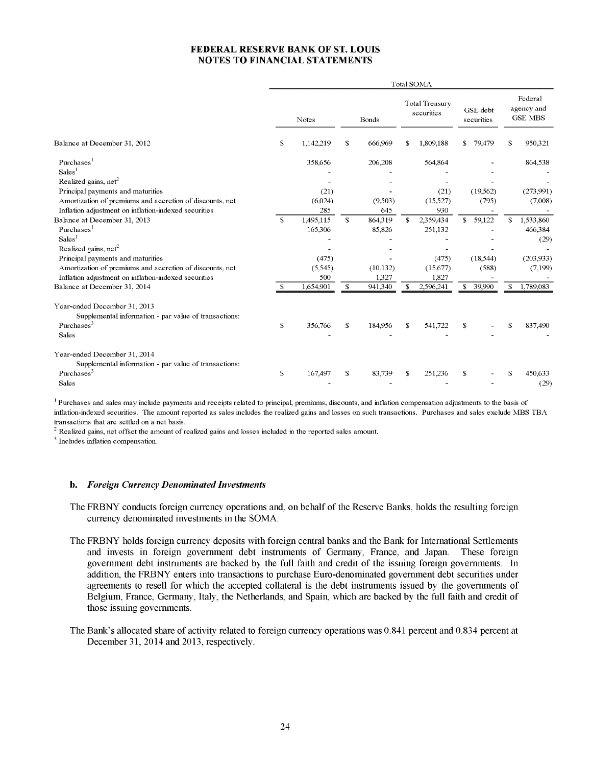# FEDERAL RESERVE BANK OF ST. LOUIS
## NOTES TO FINANCIAL STATEMENTS

| | Total SOMA | | | | |
|---|---|---|---|---|---|
| | Notes | Bonds | Total Treasury securities | GSE debt securities | Federal agency and GSE MBS |
| Balance at December 31, 2012 | $ 1,142,219 | $ 666,969 | $ 1,809,188 | $ 79,479 | $ 950,321 |
| Purchases[1] | 358,656 | 206,208 | 564,864 | - | 864,538 |
| Sales[1] | - | - | - | - | - |
| Realized gains, net[2] | - | - | - | - | - |
| Principal payments and maturities | (21) | - | (21) | (19,562) | (273,991) |
| Amortization of premiums and accretion of discounts, net | (6,024) | (9,503) | (15,527) | (795) | (7,008) |
| Inflation adjustment on inflation-indexed securities | 285 | 645 | 930 | - | - |
| Balance at December 31, 2013 | $ 1,495,115 | $ 864,319 | $ 2,359,434 | $ 59,122 | $ 1,533,860 |
| Purchases[1] | 165,306 | 85,826 | 251,132 | - | 466,384 |
| Sales[1] | - | - | - | - | (29) |
| Realized gains, net[2] | - | - | - | - | - |
| Principal payments and maturities | (475) | - | (475) | (18,544) | (203,933) |
| Amortization of premiums and accretion of discounts, net | (5,545) | (10,132) | (15,677) | (588) | (7,199) |
| Inflation adjustment on inflation-indexed securities | 500 | 1,327 | 1,827 | - | - |
| Balance at December 31, 2014 | $ 1,654,901 | $ 941,340 | $ 2,596,241 | $ 39,990 | $ 1,789,083 |
| | | | | | |
| Year-ended December 31, 2013 | | | | | |
| Supplemental information - par value of transactions: | | | | | |
| Purchases[3] | $ 356,766 | $ 184,956 | $ 541,722 | $ - | $ 837,490 |
| Sales | - | - | - | - | - |
| | | | | | |
| Year-ended December 31, 2014 | | | | | |
| Supplemental information - par value of transactions: | | | | | |
| Purchases[3] | $ 167,497 | $ 83,739 | $ 251,236 | $ - | $ 450,633 |
| Sales | - | - | - | - | (29) |

[1] Purchases and sales may include payments and receipts related to principal, premiums, discounts, and inflation compensation adjustments to the basis of inflation-indexed securities. The amount reported as sales includes the realized gains and losses on such transactions. Purchases and sales exclude MBS TBA transactions that are settled on a net basis.

[2] Realized gains, net offset the amount of realized gains and losses included in the reported sales amount.

[3] Includes inflation compensation.

**b.** ***Foreign Currency Denominated Investments***

The FRBNY conducts foreign currency operations and, on behalf of the Reserve Banks, holds the resulting foreign currency denominated investments in the SOMA.

The FRBNY holds foreign currency deposits with foreign central banks and the Bank for International Settlements and invests in foreign government debt instruments of Germany, France, and Japan. These foreign government debt instruments are backed by the full faith and credit of the issuing foreign governments. In addition, the FRBNY enters into transactions to purchase Euro-denominated government debt securities under agreements to resell for which the accepted collateral is the debt instruments issued by the governments of Belgium, France, Germany, Italy, the Netherlands, and Spain, which are backed by the full faith and credit of those issuing governments.

The Bank's allocated share of activity related to foreign currency operations was 0.841 percent and 0.834 percent at December 31, 2014 and 2013, respectively.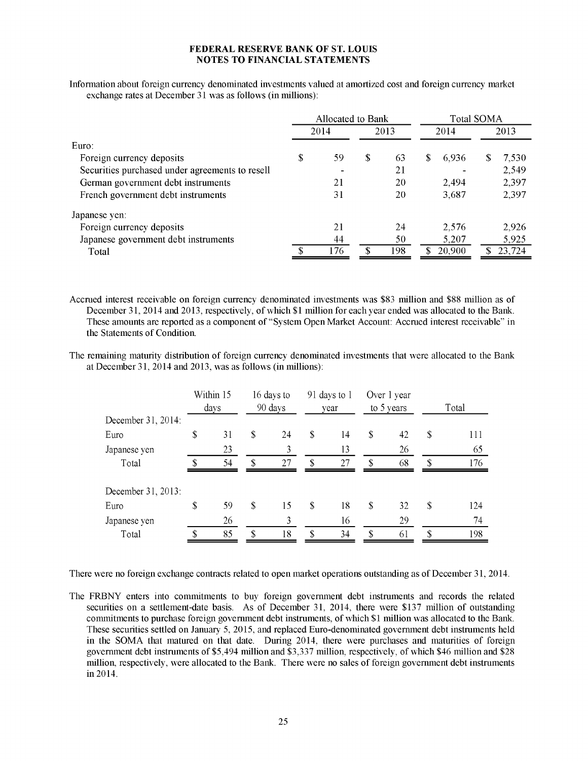**FEDERAL RESERVE BANK OF ST. LOUIS**
**NOTES TO FINANCIAL STATEMENTS**

Information about foreign currency denominated investments valued at amortized cost and foreign currency market exchange rates at December 31 was as follows (in millions):

| | Allocated to Bank | | Total SOMA | |
|---|---|---|---|---|
| | 2014 | 2013 | 2014 | 2013 |
| Euro: | | | | |
| Foreign currency deposits | $ 59 | $ 63 | $ 6,936 | $ 7,530 |
| Securities purchased under agreements to resell | - | 21 | - | 2,549 |
| German government debt instruments | 21 | 20 | 2,494 | 2,397 |
| French government debt instruments | 31 | 20 | 3,687 | 2,397 |
| Japanese yen: | | | | |
| Foreign currency deposits | 21 | 24 | 2,576 | 2,926 |
| Japanese government debt instruments | 44 | 50 | 5,207 | 5,925 |
| Total | $ 176 | $ 198 | $ 20,900 | $ 23,724 |

Accrued interest receivable on foreign currency denominated investments was $83 million and $88 million as of December 31, 2014 and 2013, respectively, of which $1 million for each year ended was allocated to the Bank. These amounts are reported as a component of "System Open Market Account: Accrued interest receivable" in the Statements of Condition.

The remaining maturity distribution of foreign currency denominated investments that were allocated to the Bank at December 31, 2014 and 2013, was as follows (in millions):

| | Within 15 days | 16 days to 90 days | 91 days to 1 year | Over 1 year to 5 years | Total |
|---|---|---|---|---|---|
| December 31, 2014: | | | | | |
| Euro | $ 31 | $ 24 | $ 14 | $ 42 | $ 111 |
| Japanese yen | 23 | 3 | 13 | 26 | 65 |
| Total | $ 54 | $ 27 | $ 27 | $ 68 | $ 176 |
| December 31, 2013: | | | | | |
| Euro | $ 59 | $ 15 | $ 18 | $ 32 | $ 124 |
| Japanese yen | 26 | 3 | 16 | 29 | 74 |
| Total | $ 85 | $ 18 | $ 34 | $ 61 | $ 198 |

There were no foreign exchange contracts related to open market operations outstanding as of December 31, 2014.

The FRBNY enters into commitments to buy foreign government debt instruments and records the related securities on a settlement-date basis. As of December 31, 2014, there were $137 million of outstanding commitments to purchase foreign government debt instruments, of which $1 million was allocated to the Bank. These securities settled on January 5, 2015, and replaced Euro-denominated government debt instruments held in the SOMA that matured on that date. During 2014, there were purchases and maturities of foreign government debt instruments of $5,494 million and $3,337 million, respectively, of which $46 million and $28 million, respectively, were allocated to the Bank. There were no sales of foreign government debt instruments in 2014.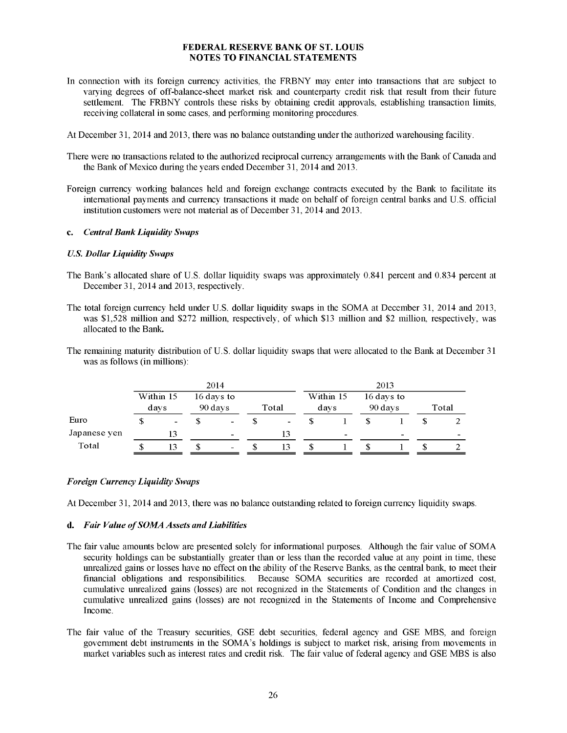In connection with its foreign currency activities, the FRBNY may enter into transactions that are subject to varying degrees of off-balance-sheet market risk and counterparty credit risk that result from their future settlement. The FRBNY controls these risks by obtaining credit approvals, establishing transaction limits, receiving collateral in some cases, and performing monitoring procedures.

At December 31, 2014 and 2013, there was no balance outstanding under the authorized warehousing facility.

There were no transactions related to the authorized reciprocal currency arrangements with the Bank of Canada and the Bank of Mexico during the years ended December 31, 2014 and 2013.

Foreign currency working balances held and foreign exchange contracts executed by the Bank to facilitate its international payments and currency transactions it made on behalf of foreign central banks and U.S. official institution customers were not material as of December 31, 2014 and 2013.

**c. *Central Bank Liquidity Swaps***

***U.S. Dollar Liquidity Swaps***

The Bank's allocated share of U.S. dollar liquidity swaps was approximately 0.841 percent and 0.834 percent at December 31, 2014 and 2013, respectively.

The total foreign currency held under U.S. dollar liquidity swaps in the SOMA at December 31, 2014 and 2013, was $1,528 million and $272 million, respectively, of which $13 million and $2 million, respectively, was allocated to the Bank.

The remaining maturity distribution of U.S. dollar liquidity swaps that were allocated to the Bank at December 31 was as follows (in millions):

| | 2014 | | | 2013 | | |
|---|---|---|---|---|---|---|
| | Within 15 days | 16 days to 90 days | Total | Within 15 days | 16 days to 90 days | Total |
| Euro | $ - | $ - | $ - | $ 1 | $ 1 | $ 2 |
| Japanese yen | 13 | - | 13 | - | - | - |
| Total | $ 13 | $ - | $ 13 | $ 1 | $ 1 | $ 2 |

***Foreign Currency Liquidity Swaps***

At December 31, 2014 and 2013, there was no balance outstanding related to foreign currency liquidity swaps.

**d. *Fair Value of SOMA Assets and Liabilities***

The fair value amounts below are presented solely for informational purposes. Although the fair value of SOMA security holdings can be substantially greater than or less than the recorded value at any point in time, these unrealized gains or losses have no effect on the ability of the Reserve Banks, as the central bank, to meet their financial obligations and responsibilities. Because SOMA securities are recorded at amortized cost, cumulative unrealized gains (losses) are not recognized in the Statements of Condition and the changes in cumulative unrealized gains (losses) are not recognized in the Statements of Income and Comprehensive Income.

The fair value of the Treasury securities, GSE debt securities, federal agency and GSE MBS, and foreign government debt instruments in the SOMA's holdings is subject to market risk, arising from movements in market variables such as interest rates and credit risk. The fair value of federal agency and GSE MBS is also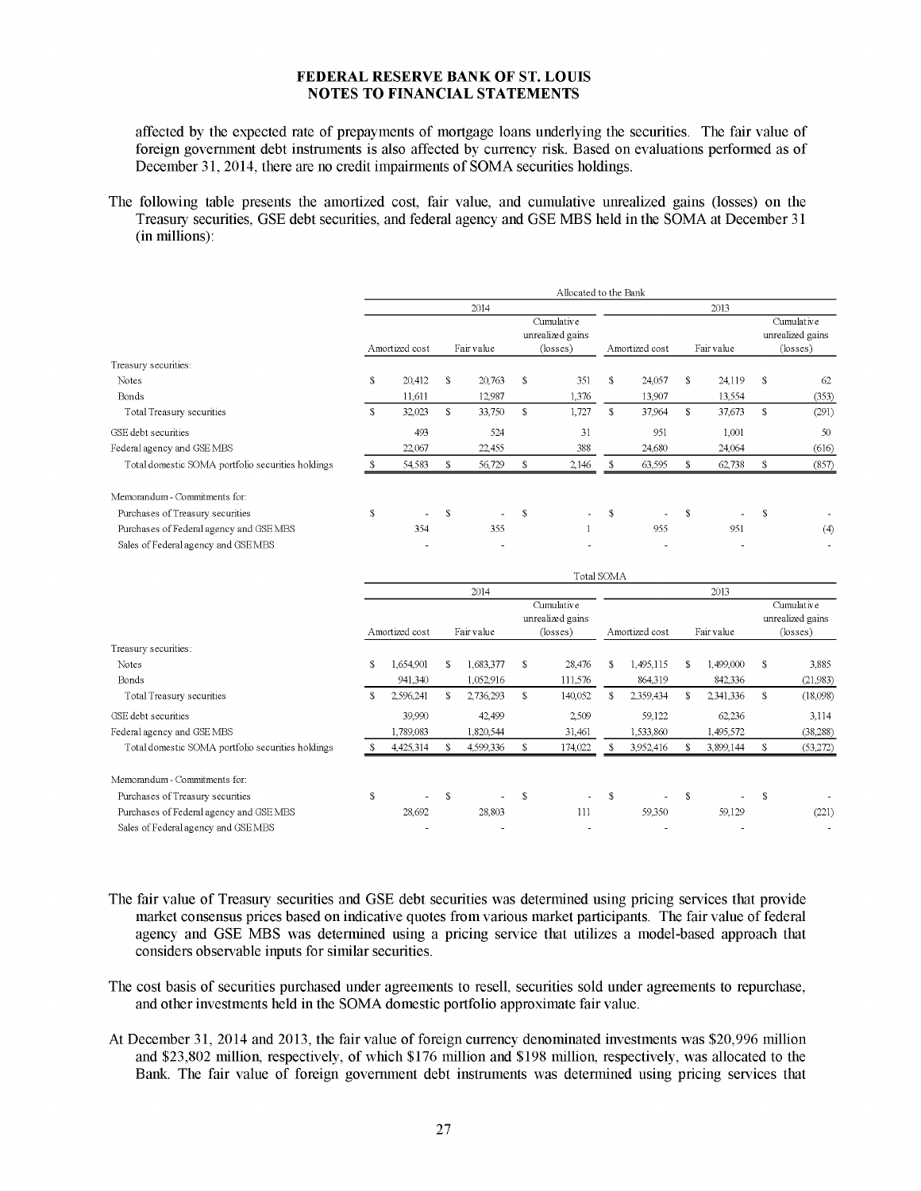affected by the expected rate of prepayments of mortgage loans underlying the securities. The fair value of foreign government debt instruments is also affected by currency risk. Based on evaluations performed as of December 31, 2014, there are no credit impairments of SOMA securities holdings.

The following table presents the amortized cost, fair value, and cumulative unrealized gains (losses) on the Treasury securities, GSE debt securities, and federal agency and GSE MBS held in the SOMA at December 31 (in millions):

| | Allocated to the Bank | | | | | |
|---|---|---|---|---|---|---|
| | 2014 | | | 2013 | | |
| | Amortized cost | Fair value | Cumulative unrealized gains (losses) | Amortized cost | Fair value | Cumulative unrealized gains (losses) |
| Treasury securities: | | | | | | |
| Notes | $ 20,412 | $ 20,763 | $ 351 | $ 24,057 | $ 24,119 | $ 62 |
| Bonds | 11,611 | 12,987 | 1,376 | 13,907 | 13,554 | (353) |
| Total Treasury securities | $ 32,023 | $ 33,750 | $ 1,727 | $ 37,964 | $ 37,673 | $ (291) |
| GSE debt securities | 493 | 524 | 31 | 951 | 1,001 | 50 |
| Federal agency and GSE MBS | 22,067 | 22,455 | 388 | 24,680 | 24,064 | (616) |
| Total domestic SOMA portfolio securities holdings | $ 54,583 | $ 56,729 | $ 2,146 | $ 63,595 | $ 62,738 | $ (857) |
| Memorandum - Commitments for: | | | | | | |
| Purchases of Treasury securities | $ - | $ - | $ - | $ - | $ - | $ - |
| Purchases of Federal agency and GSE MBS | 354 | 355 | 1 | 955 | 951 | (4) |
| Sales of Federal agency and GSE MBS | - | - | - | - | - | - |

| | Total SOMA | | | | | |
|---|---|---|---|---|---|---|
| | 2014 | | | 2013 | | |
| | Amortized cost | Fair value | Cumulative unrealized gains (losses) | Amortized cost | Fair value | Cumulative unrealized gains (losses) |
| Treasury securities: | | | | | | |
| Notes | $ 1,654,901 | $ 1,683,377 | $ 28,476 | $ 1,495,115 | $ 1,499,000 | $ 3,885 |
| Bonds | 941,340 | 1,052,916 | 111,576 | 864,319 | 842,336 | (21,983) |
| Total Treasury securities | $ 2,596,241 | $ 2,736,293 | $ 140,052 | $ 2,359,434 | $ 2,341,336 | $ (18,098) |
| GSE debt securities | 39,990 | 42,499 | 2,509 | 59,122 | 62,236 | 3,114 |
| Federal agency and GSE MBS | 1,789,083 | 1,820,544 | 31,461 | 1,533,860 | 1,495,572 | (38,288) |
| Total domestic SOMA portfolio securities holdings | $ 4,425,314 | $ 4,599,336 | $ 174,022 | $ 3,952,416 | $ 3,899,144 | $ (53,272) |
| Memorandum - Commitments for: | | | | | | |
| Purchases of Treasury securities | $ - | $ - | $ - | $ - | $ - | $ - |
| Purchases of Federal agency and GSE MBS | 28,692 | 28,803 | 111 | 59,350 | 59,129 | (221) |
| Sales of Federal agency and GSE MBS | - | - | - | - | - | - |

The fair value of Treasury securities and GSE debt securities was determined using pricing services that provide market consensus prices based on indicative quotes from various market participants. The fair value of federal agency and GSE MBS was determined using a pricing service that utilizes a model-based approach that considers observable inputs for similar securities.

The cost basis of securities purchased under agreements to resell, securities sold under agreements to repurchase, and other investments held in the SOMA domestic portfolio approximate fair value.

At December 31, 2014 and 2013, the fair value of foreign currency denominated investments was $20,996 million and $23,802 million, respectively, of which $176 million and $198 million, respectively, was allocated to the Bank. The fair value of foreign government debt instruments was determined using pricing services that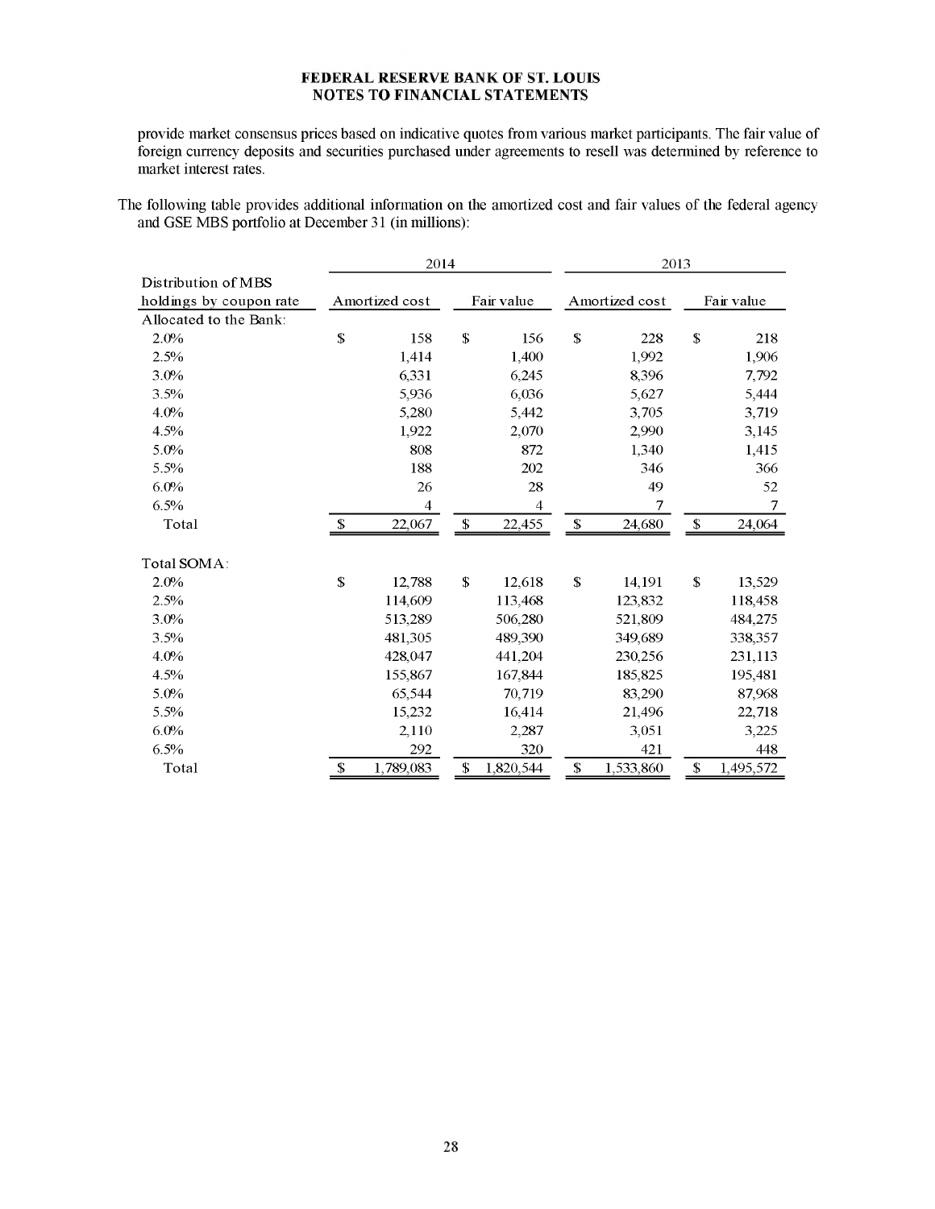provide market consensus prices based on indicative quotes from various market participants. The fair value of foreign currency deposits and securities purchased under agreements to resell was determined by reference to market interest rates.

The following table provides additional information on the amortized cost and fair values of the federal agency and GSE MBS portfolio at December 31 (in millions):

| Distribution of MBS holdings by coupon rate | 2014 | | 2013 | |
|---|---|---|---|---|
| | Amortized cost | Fair value | Amortized cost | Fair value |
| Allocated to the Bank: | | | | |
| 2.0% | $ 158 | $ 156 | $ 228 | $ 218 |
| 2.5% | 1,414 | 1,400 | 1,992 | 1,906 |
| 3.0% | 6,331 | 6,245 | 8,396 | 7,792 |
| 3.5% | 5,936 | 6,036 | 5,627 | 5,444 |
| 4.0% | 5,280 | 5,442 | 3,705 | 3,719 |
| 4.5% | 1,922 | 2,070 | 2,990 | 3,145 |
| 5.0% | 808 | 872 | 1,340 | 1,415 |
| 5.5% | 188 | 202 | 346 | 366 |
| 6.0% | 26 | 28 | 49 | 52 |
| 6.5% | 4 | 4 | 7 | 7 |
| Total | $ 22,067 | $ 22,455 | $ 24,680 | $ 24,064 |
| | | | | |
| Total SOMA: | | | | |
| 2.0% | $ 12,788 | $ 12,618 | $ 14,191 | $ 13,529 |
| 2.5% | 114,609 | 113,468 | 123,832 | 118,458 |
| 3.0% | 513,289 | 506,280 | 521,809 | 484,275 |
| 3.5% | 481,305 | 489,390 | 349,689 | 338,357 |
| 4.0% | 428,047 | 441,204 | 230,256 | 231,113 |
| 4.5% | 155,867 | 167,844 | 185,825 | 195,481 |
| 5.0% | 65,544 | 70,719 | 83,290 | 87,968 |
| 5.5% | 15,232 | 16,414 | 21,496 | 22,718 |
| 6.0% | 2,110 | 2,287 | 3,051 | 3,225 |
| 6.5% | 292 | 320 | 421 | 448 |
| Total | $ 1,789,083 | $ 1,820,544 | $ 1,533,860 | $ 1,495,572 |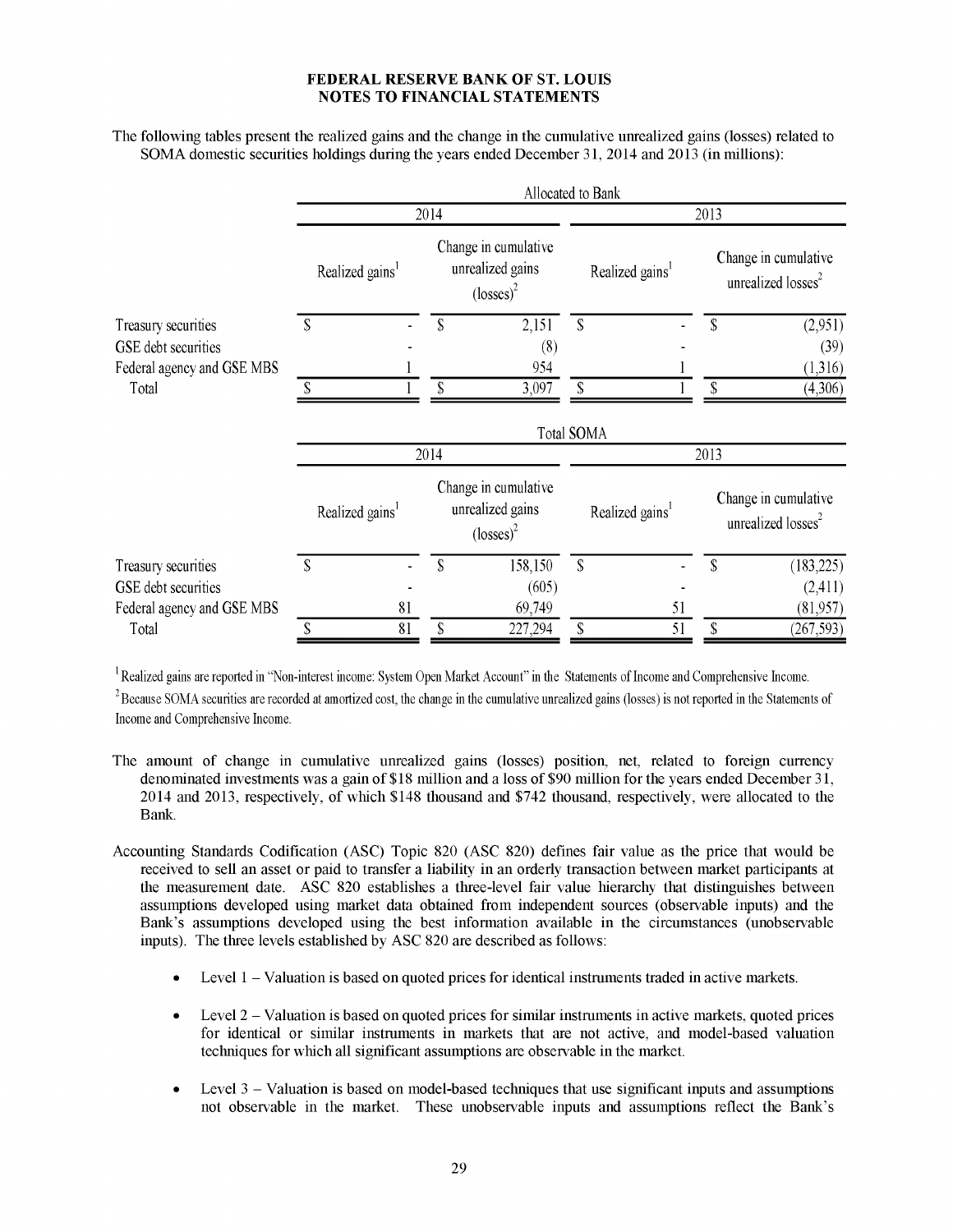**FEDERAL RESERVE BANK OF ST. LOUIS**
**NOTES TO FINANCIAL STATEMENTS**

The following tables present the realized gains and the change in the cumulative unrealized gains (losses) related to SOMA domestic securities holdings during the years ended December 31, 2014 and 2013 (in millions):

| | Allocated to Bank | | | |
|---|---|---|---|---|
| | 2014 | | 2013 | |
| | Realized gains[1] | Change in cumulative unrealized gains (losses)[2] | Realized gains[1] | Change in cumulative unrealized losses[2] |
| Treasury securities | $ - | $ 2,151 | $ - | $ (2,951) |
| GSE debt securities | - | (8) | - | (39) |
| Federal agency and GSE MBS | 1 | 954 | 1 | (1,316) |
| Total | $ 1 | $ 3,097 | $ 1 | $ (4,306) |

| | Total SOMA | | | |
|---|---|---|---|---|
| | 2014 | | 2013 | |
| | Realized gains[1] | Change in cumulative unrealized gains (losses)[2] | Realized gains[1] | Change in cumulative unrealized losses[2] |
| Treasury securities | $ - | $ 158,150 | $ - | $ (183,225) |
| GSE debt securities | - | (605) | - | (2,411) |
| Federal agency and GSE MBS | 81 | 69,749 | 51 | (81,957) |
| Total | $ 81 | $ 227,294 | $ 51 | $ (267,593) |

[1] Realized gains are reported in "Non-interest income: System Open Market Account" in the Statements of Income and Comprehensive Income.

[2] Because SOMA securities are recorded at amortized cost, the change in the cumulative unrealized gains (losses) is not reported in the Statements of Income and Comprehensive Income.

The amount of change in cumulative unrealized gains (losses) position, net, related to foreign currency denominated investments was a gain of $18 million and a loss of $90 million for the years ended December 31, 2014 and 2013, respectively, of which $148 thousand and $742 thousand, respectively, were allocated to the Bank.

Accounting Standards Codification (ASC) Topic 820 (ASC 820) defines fair value as the price that would be received to sell an asset or paid to transfer a liability in an orderly transaction between market participants at the measurement date. ASC 820 establishes a three-level fair value hierarchy that distinguishes between assumptions developed using market data obtained from independent sources (observable inputs) and the Bank's assumptions developed using the best information available in the circumstances (unobservable inputs). The three levels established by ASC 820 are described as follows:

- Level 1 – Valuation is based on quoted prices for identical instruments traded in active markets.
- Level 2 – Valuation is based on quoted prices for similar instruments in active markets, quoted prices for identical or similar instruments in markets that are not active, and model-based valuation techniques for which all significant assumptions are observable in the market.
- Level 3 – Valuation is based on model-based techniques that use significant inputs and assumptions not observable in the market. These unobservable inputs and assumptions reflect the Bank's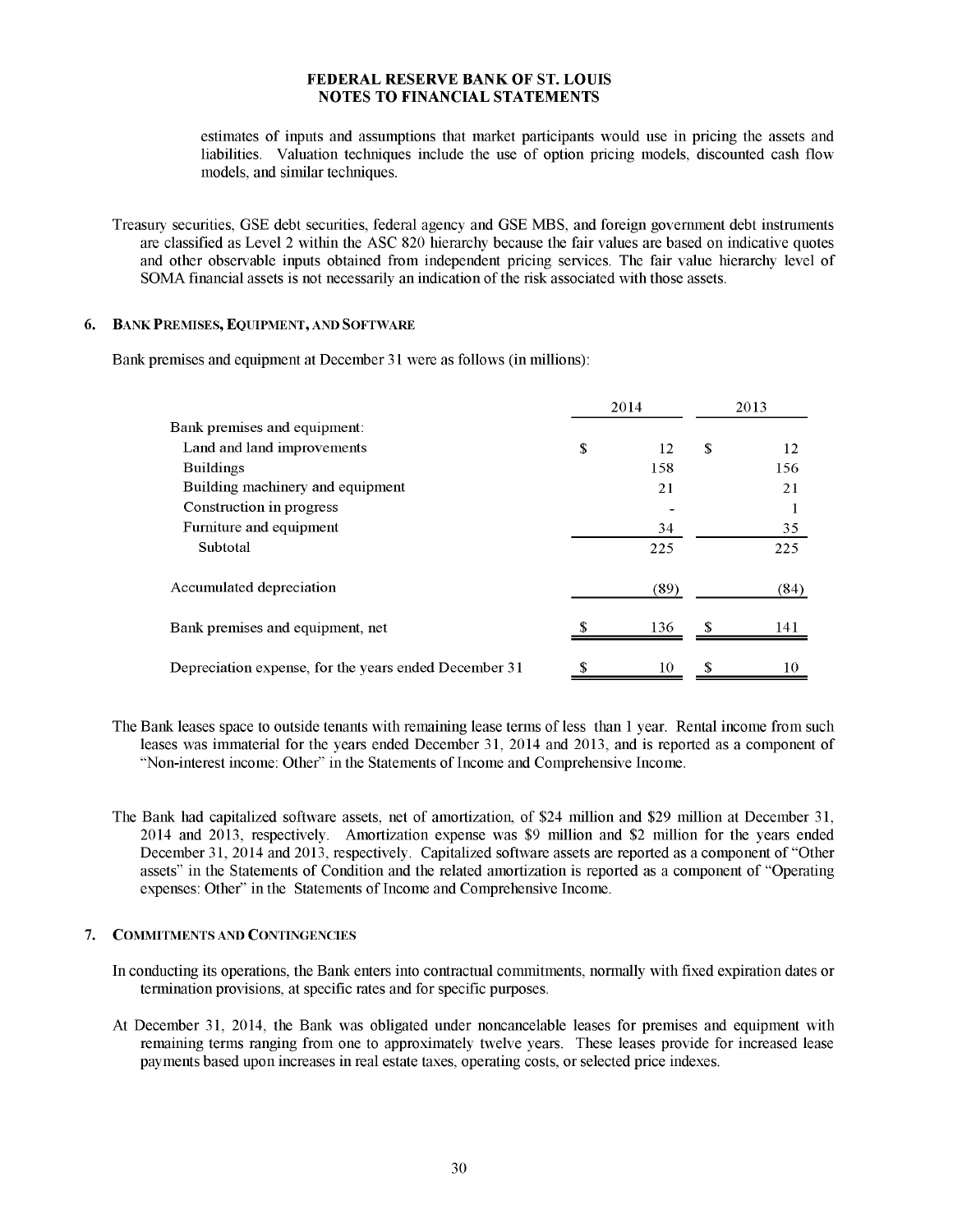estimates of inputs and assumptions that market participants would use in pricing the assets and liabilities. Valuation techniques include the use of option pricing models, discounted cash flow models, and similar techniques.

Treasury securities, GSE debt securities, federal agency and GSE MBS, and foreign government debt instruments are classified as Level 2 within the ASC 820 hierarchy because the fair values are based on indicative quotes and other observable inputs obtained from independent pricing services. The fair value hierarchy level of SOMA financial assets is not necessarily an indication of the risk associated with those assets.

## 6. Bank Premises, Equipment, and Software

Bank premises and equipment at December 31 were as follows (in millions):

| | 2014 | 2013 |
|---|---|---|
| Bank premises and equipment: | | |
| Land and land improvements | $ 12 | $ 12 |
| Buildings | 158 | 156 |
| Building machinery and equipment | 21 | 21 |
| Construction in progress | - | 1 |
| Furniture and equipment | 34 | 35 |
| Subtotal | 225 | 225 |
| Accumulated depreciation | (89) | (84) |
| Bank premises and equipment, net | $ 136 | $ 141 |
| Depreciation expense, for the years ended December 31 | $ 10 | $ 10 |

The Bank leases space to outside tenants with remaining lease terms of less than 1 year. Rental income from such leases was immaterial for the years ended December 31, 2014 and 2013, and is reported as a component of "Non-interest income: Other" in the Statements of Income and Comprehensive Income.

The Bank had capitalized software assets, net of amortization, of $24 million and $29 million at December 31, 2014 and 2013, respectively. Amortization expense was $9 million and $2 million for the years ended December 31, 2014 and 2013, respectively. Capitalized software assets are reported as a component of "Other assets" in the Statements of Condition and the related amortization is reported as a component of "Operating expenses: Other" in the Statements of Income and Comprehensive Income.

## 7. Commitments and Contingencies

In conducting its operations, the Bank enters into contractual commitments, normally with fixed expiration dates or termination provisions, at specific rates and for specific purposes.

At December 31, 2014, the Bank was obligated under noncancelable leases for premises and equipment with remaining terms ranging from one to approximately twelve years. These leases provide for increased lease payments based upon increases in real estate taxes, operating costs, or selected price indexes.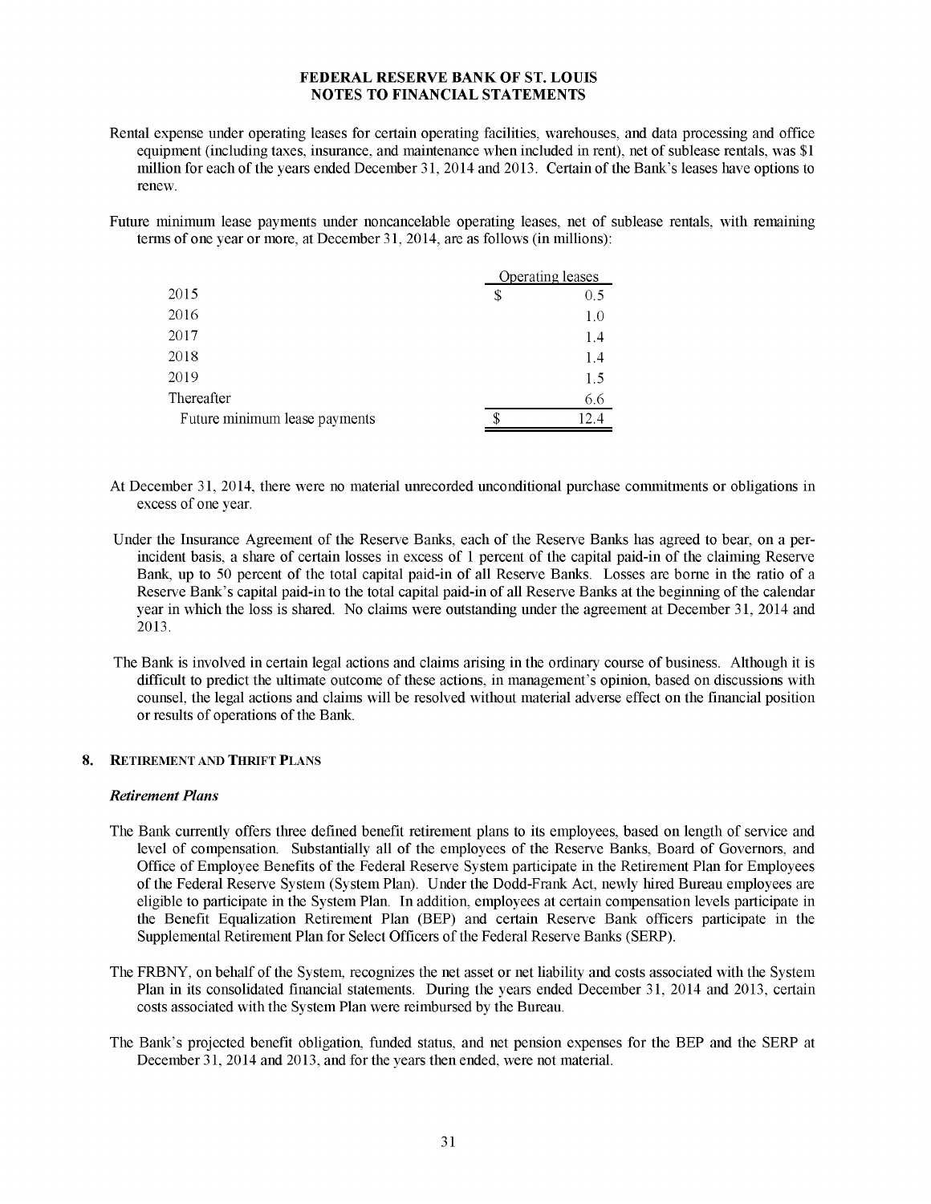Rental expense under operating leases for certain operating facilities, warehouses, and data processing and office equipment (including taxes, insurance, and maintenance when included in rent), net of sublease rentals, was $1 million for each of the years ended December 31, 2014 and 2013. Certain of the Bank's leases have options to renew.

Future minimum lease payments under noncancelable operating leases, net of sublease rentals, with remaining terms of one year or more, at December 31, 2014, are as follows (in millions):

| | Operating leases |
|---|---|
| 2015 | $ 0.5 |
| 2016 | 1.0 |
| 2017 | 1.4 |
| 2018 | 1.4 |
| 2019 | 1.5 |
| Thereafter | 6.6 |
| Future minimum lease payments | $ 12.4 |

At December 31, 2014, there were no material unrecorded unconditional purchase commitments or obligations in excess of one year.

Under the Insurance Agreement of the Reserve Banks, each of the Reserve Banks has agreed to bear, on a per-incident basis, a share of certain losses in excess of 1 percent of the capital paid-in of the claiming Reserve Bank, up to 50 percent of the total capital paid-in of all Reserve Banks. Losses are borne in the ratio of a Reserve Bank's capital paid-in to the total capital paid-in of all Reserve Banks at the beginning of the calendar year in which the loss is shared. No claims were outstanding under the agreement at December 31, 2014 and 2013.

The Bank is involved in certain legal actions and claims arising in the ordinary course of business. Although it is difficult to predict the ultimate outcome of these actions, in management's opinion, based on discussions with counsel, the legal actions and claims will be resolved without material adverse effect on the financial position or results of operations of the Bank.

## 8. Retirement and Thrift Plans

### *Retirement Plans*

The Bank currently offers three defined benefit retirement plans to its employees, based on length of service and level of compensation. Substantially all of the employees of the Reserve Banks, Board of Governors, and Office of Employee Benefits of the Federal Reserve System participate in the Retirement Plan for Employees of the Federal Reserve System (System Plan). Under the Dodd-Frank Act, newly hired Bureau employees are eligible to participate in the System Plan. In addition, employees at certain compensation levels participate in the Benefit Equalization Retirement Plan (BEP) and certain Reserve Bank officers participate in the Supplemental Retirement Plan for Select Officers of the Federal Reserve Banks (SERP).

The FRBNY, on behalf of the System, recognizes the net asset or net liability and costs associated with the System Plan in its consolidated financial statements. During the years ended December 31, 2014 and 2013, certain costs associated with the System Plan were reimbursed by the Bureau.

The Bank's projected benefit obligation, funded status, and net pension expenses for the BEP and the SERP at December 31, 2014 and 2013, and for the years then ended, were not material.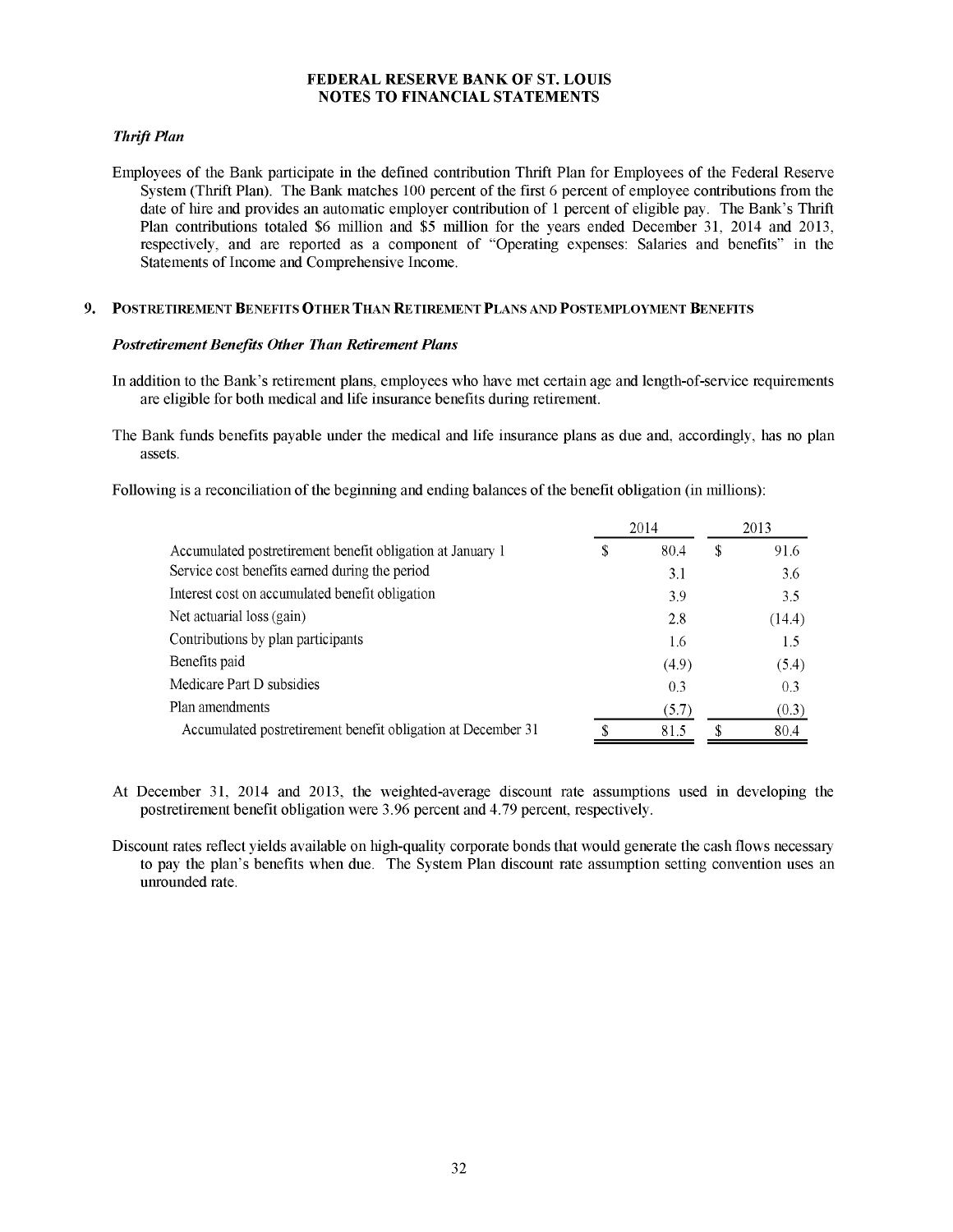### *Thrift Plan*

Employees of the Bank participate in the defined contribution Thrift Plan for Employees of the Federal Reserve System (Thrift Plan). The Bank matches 100 percent of the first 6 percent of employee contributions from the date of hire and provides an automatic employer contribution of 1 percent of eligible pay. The Bank's Thrift Plan contributions totaled $6 million and $5 million for the years ended December 31, 2014 and 2013, respectively, and are reported as a component of "Operating expenses: Salaries and benefits" in the Statements of Income and Comprehensive Income.

## 9. POSTRETIREMENT BENEFITS OTHER THAN RETIREMENT PLANS AND POSTEMPLOYMENT BENEFITS

### *Postretirement Benefits Other Than Retirement Plans*

In addition to the Bank's retirement plans, employees who have met certain age and length-of-service requirements are eligible for both medical and life insurance benefits during retirement.

The Bank funds benefits payable under the medical and life insurance plans as due and, accordingly, has no plan assets.

Following is a reconciliation of the beginning and ending balances of the benefit obligation (in millions):

| | 2014 | 2013 |
|---|---|---|
| Accumulated postretirement benefit obligation at January 1 | $ 80.4 | $ 91.6 |
| Service cost benefits earned during the period | 3.1 | 3.6 |
| Interest cost on accumulated benefit obligation | 3.9 | 3.5 |
| Net actuarial loss (gain) | 2.8 | (14.4) |
| Contributions by plan participants | 1.6 | 1.5 |
| Benefits paid | (4.9) | (5.4) |
| Medicare Part D subsidies | 0.3 | 0.3 |
| Plan amendments | (5.7) | (0.3) |
| Accumulated postretirement benefit obligation at December 31 | $ 81.5 | $ 80.4 |

At December 31, 2014 and 2013, the weighted-average discount rate assumptions used in developing the postretirement benefit obligation were 3.96 percent and 4.79 percent, respectively.

Discount rates reflect yields available on high-quality corporate bonds that would generate the cash flows necessary to pay the plan's benefits when due. The System Plan discount rate assumption setting convention uses an unrounded rate.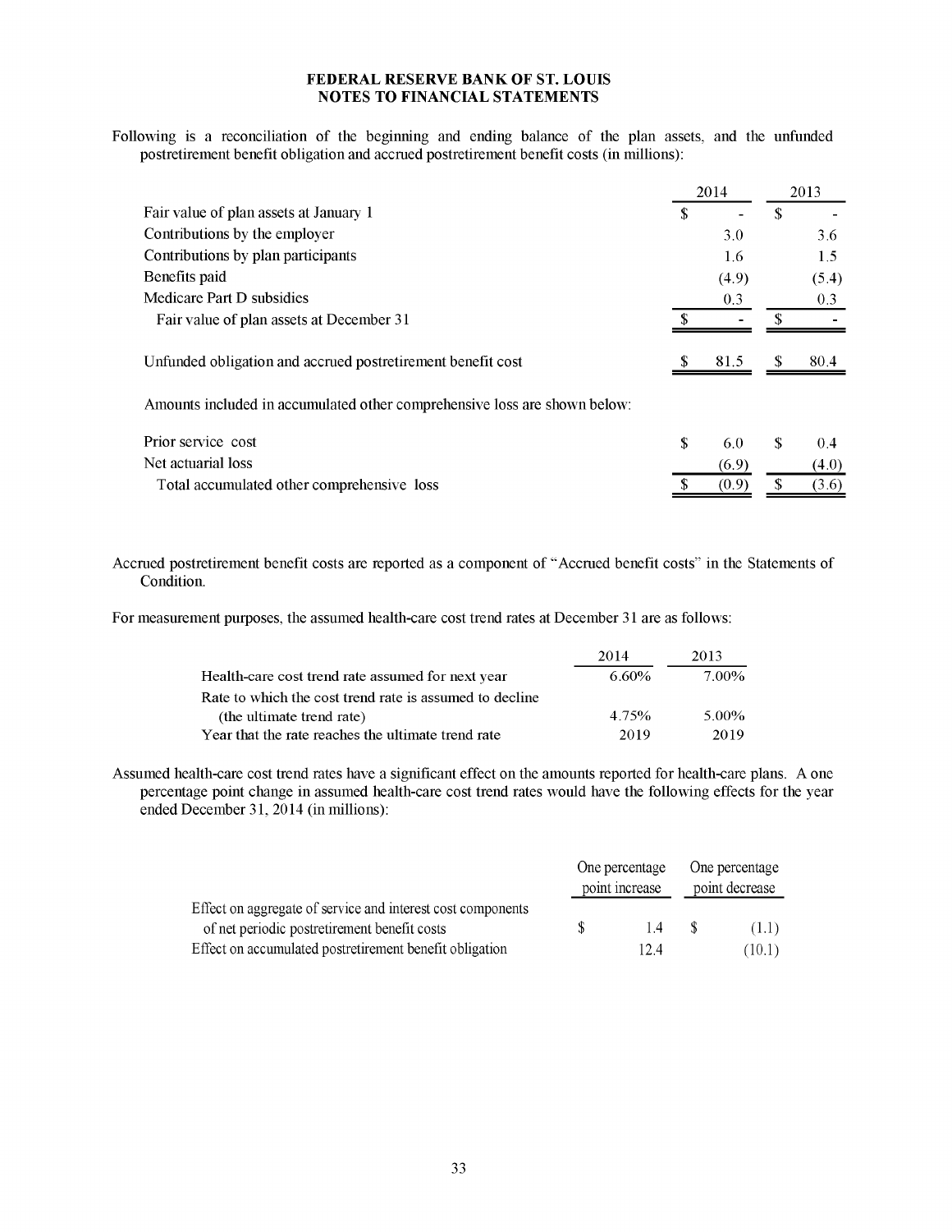**FEDERAL RESERVE BANK OF ST. LOUIS**
**NOTES TO FINANCIAL STATEMENTS**

Following is a reconciliation of the beginning and ending balance of the plan assets, and the unfunded postretirement benefit obligation and accrued postretirement benefit costs (in millions):

| | 2014 | 2013 |
|---|---|---|
| Fair value of plan assets at January 1 | $ - | $ - |
| Contributions by the employer | 3.0 | 3.6 |
| Contributions by plan participants | 1.6 | 1.5 |
| Benefits paid | (4.9) | (5.4) |
| Medicare Part D subsidies | 0.3 | 0.3 |
| Fair value of plan assets at December 31 | $ - | $ - |
| | | |
| Unfunded obligation and accrued postretirement benefit cost | $ 81.5 | $ 80.4 |
| | | |
| Amounts included in accumulated other comprehensive loss are shown below: | | |
| | | |
| Prior service cost | $ 6.0 | $ 0.4 |
| Net actuarial loss | (6.9) | (4.0) |
| Total accumulated other comprehensive loss | $ (0.9) | $ (3.6) |

Accrued postretirement benefit costs are reported as a component of "Accrued benefit costs" in the Statements of Condition.

For measurement purposes, the assumed health-care cost trend rates at December 31 are as follows:

| | 2014 | 2013 |
|---|---|---|
| Health-care cost trend rate assumed for next year | 6.60% | 7.00% |
| Rate to which the cost trend rate is assumed to decline (the ultimate trend rate) | 4.75% | 5.00% |
| Year that the rate reaches the ultimate trend rate | 2019 | 2019 |

Assumed health-care cost trend rates have a significant effect on the amounts reported for health-care plans. A one percentage point change in assumed health-care cost trend rates would have the following effects for the year ended December 31, 2014 (in millions):

| | One percentage point increase | One percentage point decrease |
|---|---|---|
| Effect on aggregate of service and interest cost components of net periodic postretirement benefit costs | $ 1.4 | $ (1.1) |
| Effect on accumulated postretirement benefit obligation | 12.4 | (10.1) |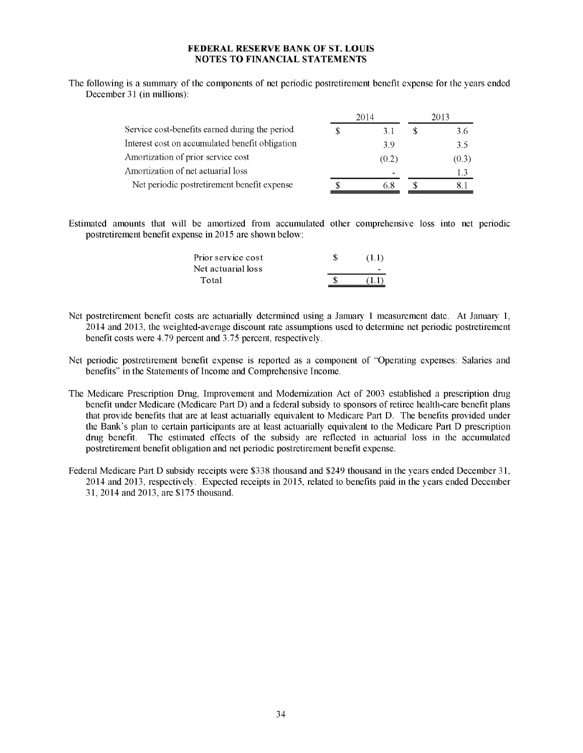**FEDERAL RESERVE BANK OF ST. LOUIS**
**NOTES TO FINANCIAL STATEMENTS**

The following is a summary of the components of net periodic postretirement benefit expense for the years ended December 31 (in millions):

| | 2014 | 2013 |
|---|---|---|
| Service cost-benefits earned during the period | $ 3.1 | $ 3.6 |
| Interest cost on accumulated benefit obligation | 3.9 | 3.5 |
| Amortization of prior service cost | (0.2) | (0.3) |
| Amortization of net actuarial loss | - | 1.3 |
| Net periodic postretirement benefit expense | $ 6.8 | $ 8.1 |

Estimated amounts that will be amortized from accumulated other comprehensive loss into net periodic postretirement benefit expense in 2015 are shown below:

| | |
|---|---|
| Prior service cost | $ (1.1) |
| Net actuarial loss | - |
| Total | $ (1.1) |

Net postretirement benefit costs are actuarially determined using a January 1 measurement date. At January 1, 2014 and 2013, the weighted-average discount rate assumptions used to determine net periodic postretirement benefit costs were 4.79 percent and 3.75 percent, respectively.

Net periodic postretirement benefit expense is reported as a component of "Operating expenses: Salaries and benefits" in the Statements of Income and Comprehensive Income.

The Medicare Prescription Drug, Improvement and Modernization Act of 2003 established a prescription drug benefit under Medicare (Medicare Part D) and a federal subsidy to sponsors of retiree health-care benefit plans that provide benefits that are at least actuarially equivalent to Medicare Part D. The benefits provided under the Bank's plan to certain participants are at least actuarially equivalent to the Medicare Part D prescription drug benefit. The estimated effects of the subsidy are reflected in actuarial loss in the accumulated postretirement benefit obligation and net periodic postretirement benefit expense.

Federal Medicare Part D subsidy receipts were $338 thousand and $249 thousand in the years ended December 31, 2014 and 2013, respectively. Expected receipts in 2015, related to benefits paid in the years ended December 31, 2014 and 2013, are $175 thousand.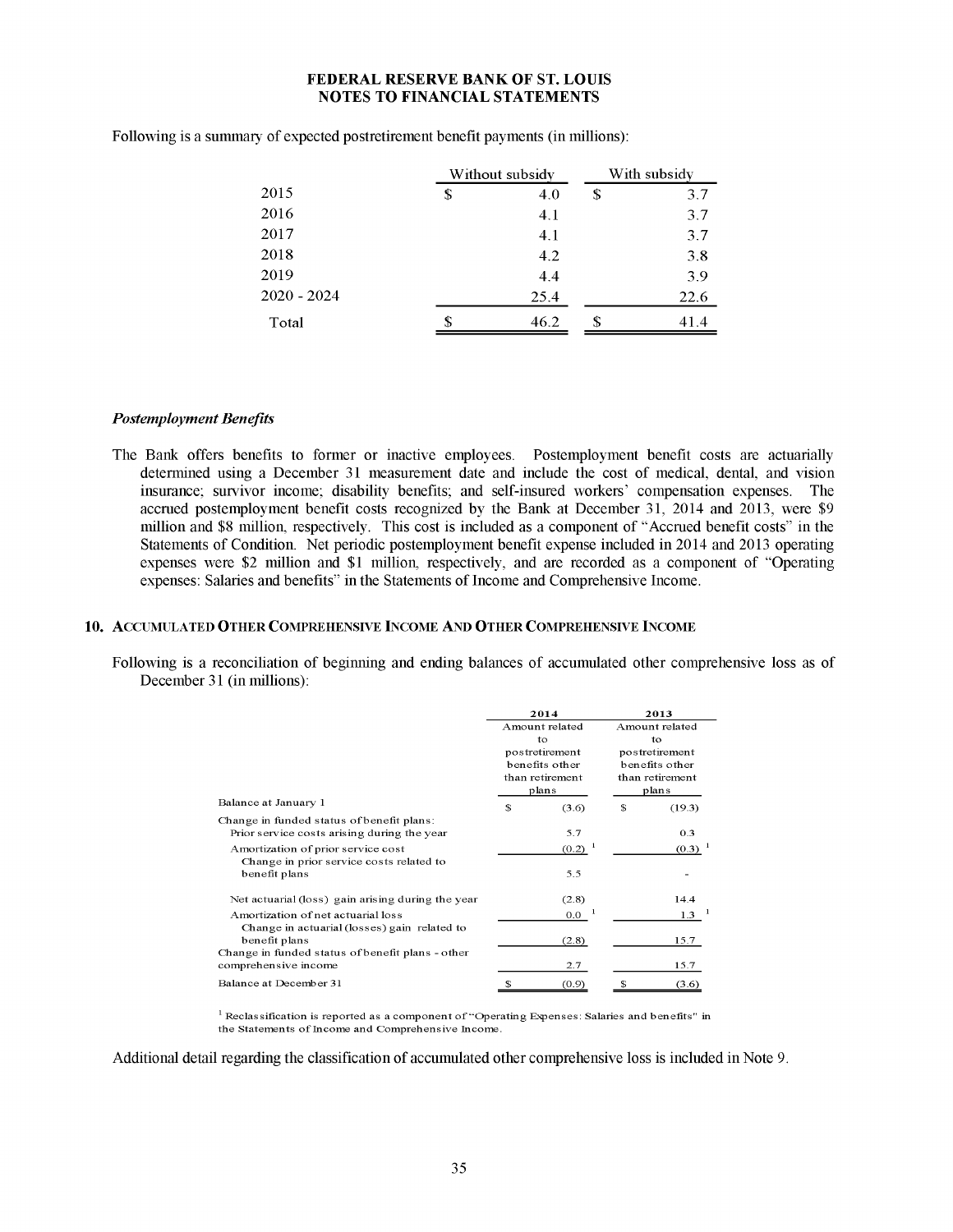# FEDERAL RESERVE BANK OF ST. LOUIS
## NOTES TO FINANCIAL STATEMENTS

Following is a summary of expected postretirement benefit payments (in millions):

| | Without subsidy | With subsidy |
|---|---|---|
| 2015 | $ 4.0 | $ 3.7 |
| 2016 | 4.1 | 3.7 |
| 2017 | 4.1 | 3.7 |
| 2018 | 4.2 | 3.8 |
| 2019 | 4.4 | 3.9 |
| 2020 - 2024 | 25.4 | 22.6 |
| Total | $ 46.2 | $ 41.4 |

***Postemployment Benefits***

The Bank offers benefits to former or inactive employees. Postemployment benefit costs are actuarially determined using a December 31 measurement date and include the cost of medical, dental, and vision insurance; survivor income; disability benefits; and self-insured workers' compensation expenses. The accrued postemployment benefit costs recognized by the Bank at December 31, 2014 and 2013, were $9 million and $8 million, respectively. This cost is included as a component of "Accrued benefit costs" in the Statements of Condition. Net periodic postemployment benefit expense included in 2014 and 2013 operating expenses were $2 million and $1 million, respectively, and are recorded as a component of "Operating expenses: Salaries and benefits" in the Statements of Income and Comprehensive Income.

## 10. ACCUMULATED OTHER COMPREHENSIVE INCOME AND OTHER COMPREHENSIVE INCOME

Following is a reconciliation of beginning and ending balances of accumulated other comprehensive loss as of December 31 (in millions):

| | 2014 | 2013 |
|---|---|---|
| | Amount related to postretirement benefits other than retirement plans | Amount related to postretirement benefits other than retirement plans |
| Balance at January 1 | $ (3.6) | $ (19.3) |
| Change in funded status of benefit plans: | | |
| Prior service costs arising during the year | 5.7 | 0.3 |
| Amortization of prior service cost | (0.2) [1] | (0.3) [1] |
| Change in prior service costs related to benefit plans | 5.5 | - |
| Net actuarial (loss) gain arising during the year | (2.8) | 14.4 |
| Amortization of net actuarial loss | 0.0 [1] | 1.3 [1] |
| Change in actuarial (losses) gain related to benefit plans | (2.8) | 15.7 |
| Change in funded status of benefit plans - other comprehensive income | 2.7 | 15.7 |
| Balance at December 31 | $ (0.9) | $ (3.6) |

[1] Reclassification is reported as a component of "Operating Expenses: Salaries and benefits" in the Statements of Income and Comprehensive Income.

Additional detail regarding the classification of accumulated other comprehensive loss is included in Note 9.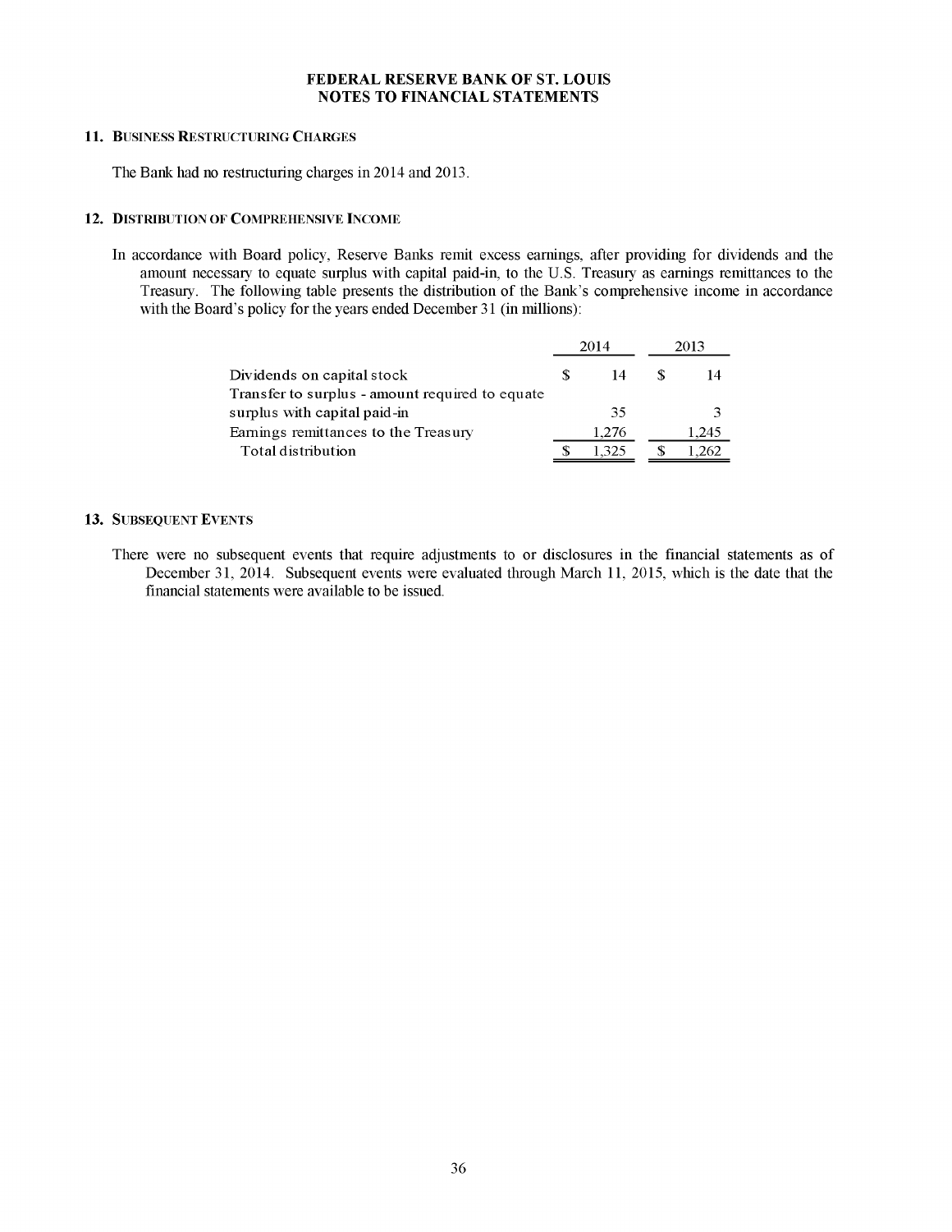# FEDERAL RESERVE BANK OF ST. LOUIS
# NOTES TO FINANCIAL STATEMENTS

## 11. Business Restructuring Charges

The Bank had no restructuring charges in 2014 and 2013.

## 12. Distribution of Comprehensive Income

In accordance with Board policy, Reserve Banks remit excess earnings, after providing for dividends and the amount necessary to equate surplus with capital paid-in, to the U.S. Treasury as earnings remittances to the Treasury. The following table presents the distribution of the Bank's comprehensive income in accordance with the Board's policy for the years ended December 31 (in millions):

| | 2014 | 2013 |
|---|---|---|
| Dividends on capital stock | $ 14 | $ 14 |
| Transfer to surplus - amount required to equate surplus with capital paid-in | 35 | 3 |
| Earnings remittances to the Treasury | 1,276 | 1,245 |
| Total distribution | $ 1,325 | $ 1,262 |

## 13. Subsequent Events

There were no subsequent events that require adjustments to or disclosures in the financial statements as of December 31, 2014. Subsequent events were evaluated through March 11, 2015, which is the date that the financial statements were available to be issued.